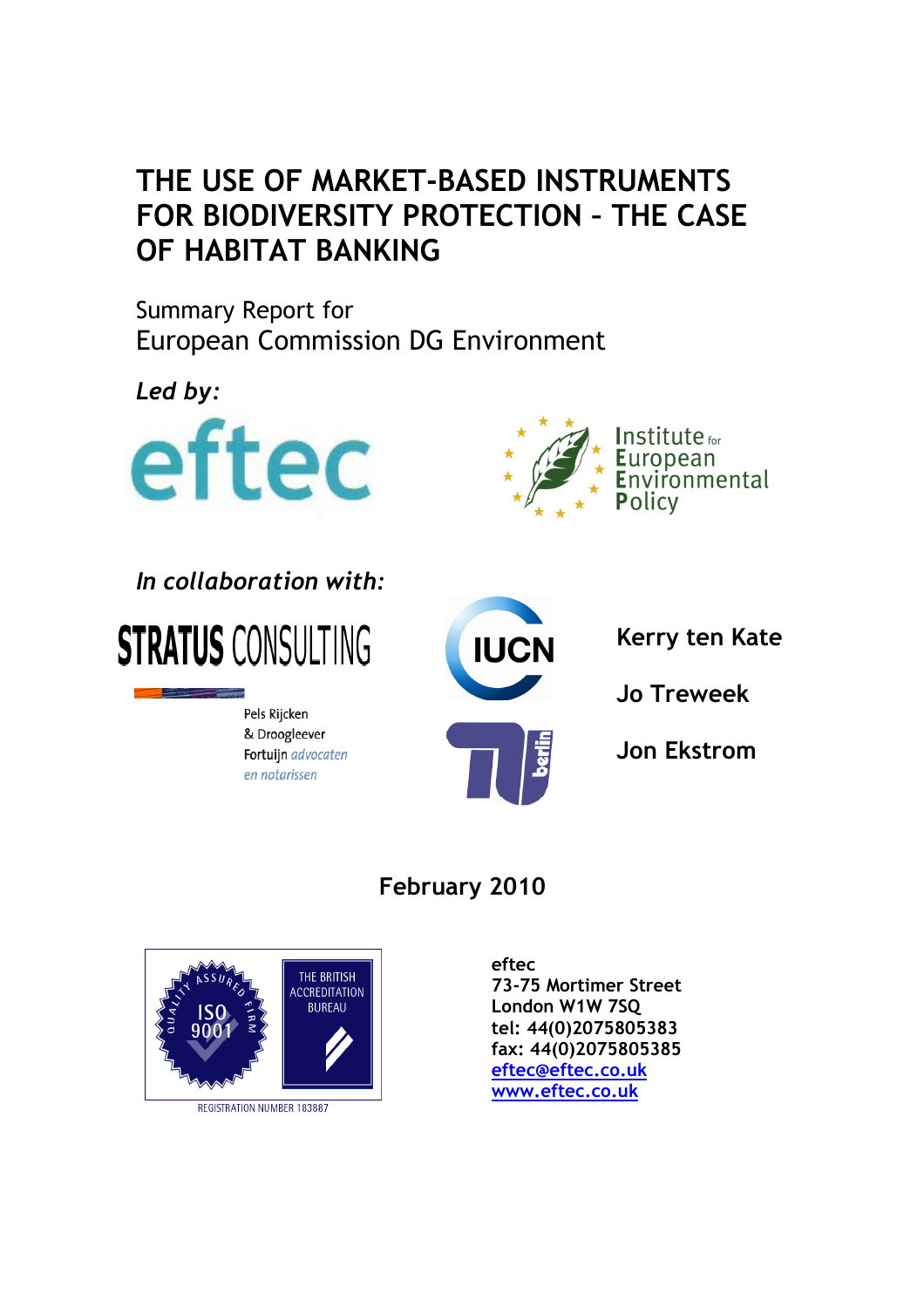# THE USE OF MARKET-BASED INSTRUMENTS FOR BIODIVERSITY PROTECTION – THE CASE OF HABITAT BANKING

Summary Report for
European Commission DG Environment

***Led by:***

eftec

Institute for European Environmental Policy

***In collaboration with:***

STRATUS CONSULTING

IUCN

Kerry ten Kate

Jo Treweek

Jon Ekstrom

Pels Rijcken & Droogleever Fortuijn advocaten en notarissen

**February 2010**

QUALITY ASSURED FIRM ISO 9001

THE BRITISH ACCREDITATION BUREAU

REGISTRATION NUMBER 183887

**eftec**
**73-75 Mortimer Street**
**London W1W 7SQ**
**tel: 44(0)2075805383**
**fax: 44(0)2075805385**
**eftec@eftec.co.uk**
**www.eftec.co.uk**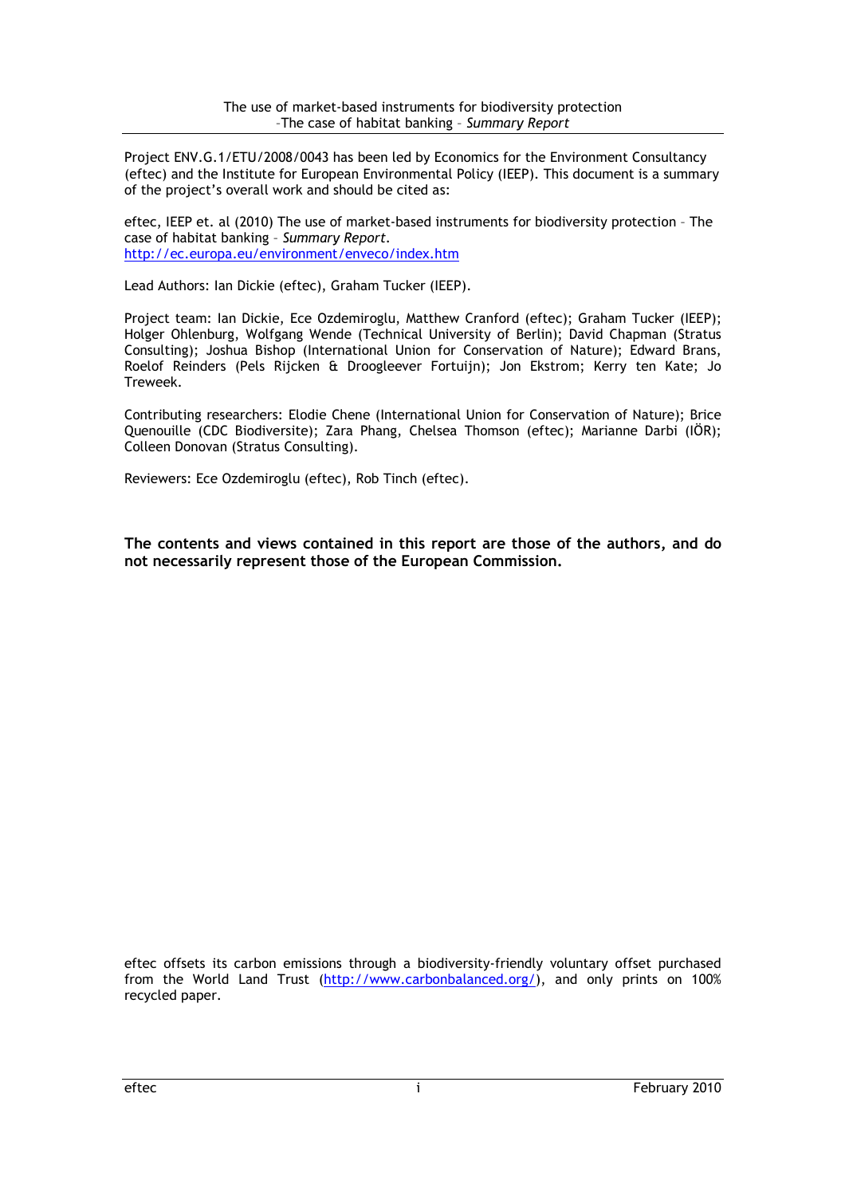Project ENV.G.1/ETU/2008/0043 has been led by Economics for the Environment Consultancy (eftec) and the Institute for European Environmental Policy (IEEP). This document is a summary of the project's overall work and should be cited as:

eftec, IEEP et. al (2010) The use of market-based instruments for biodiversity protection – The case of habitat banking – *Summary Report*. http://ec.europa.eu/environment/enveco/index.htm

Lead Authors: Ian Dickie (eftec), Graham Tucker (IEEP).

Project team: Ian Dickie, Ece Ozdemiroglu, Matthew Cranford (eftec); Graham Tucker (IEEP); Holger Ohlenburg, Wolfgang Wende (Technical University of Berlin); David Chapman (Stratus Consulting); Joshua Bishop (International Union for Conservation of Nature); Edward Brans, Roelof Reinders (Pels Rijcken & Droogleever Fortuijn); Jon Ekstrom; Kerry ten Kate; Jo Treweek.

Contributing researchers: Elodie Chene (International Union for Conservation of Nature); Brice Quenouille (CDC Biodiversite); Zara Phang, Chelsea Thomson (eftec); Marianne Darbi (IÖR); Colleen Donovan (Stratus Consulting).

Reviewers: Ece Ozdemiroglu (eftec), Rob Tinch (eftec).

**The contents and views contained in this report are those of the authors, and do not necessarily represent those of the European Commission.**

eftec offsets its carbon emissions through a biodiversity-friendly voluntary offset purchased from the World Land Trust (http://www.carbonbalanced.org/), and only prints on 100% recycled paper.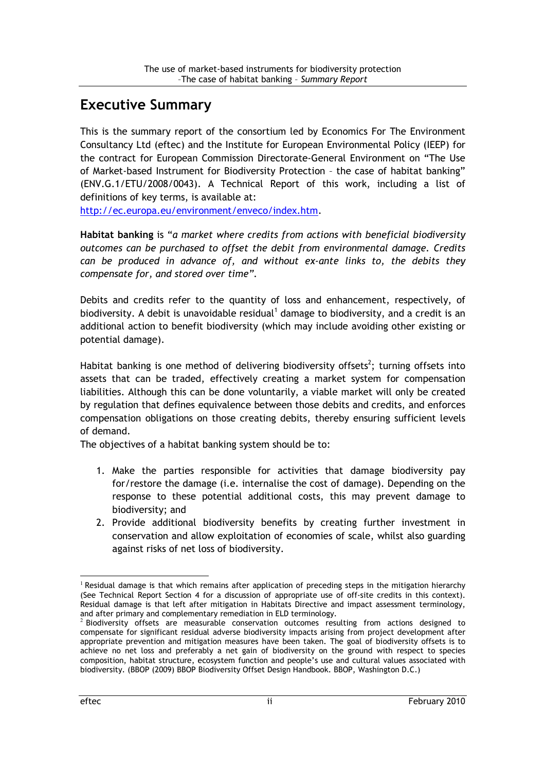# Executive Summary

This is the summary report of the consortium led by Economics For The Environment Consultancy Ltd (eftec) and the Institute for European Environmental Policy (IEEP) for the contract for European Commission Directorate-General Environment on "The Use of Market-based Instrument for Biodiversity Protection – the case of habitat banking" (ENV.G.1/ETU/2008/0043). A Technical Report of this work, including a list of definitions of key terms, is available at: http://ec.europa.eu/environment/enveco/index.htm.

**Habitat banking** is "*a market where credits from actions with beneficial biodiversity outcomes can be purchased to offset the debit from environmental damage. Credits can be produced in advance of, and without ex-ante links to, the debits they compensate for, and stored over time*".

Debits and credits refer to the quantity of loss and enhancement, respectively, of biodiversity. A debit is unavoidable residual[1] damage to biodiversity, and a credit is an additional action to benefit biodiversity (which may include avoiding other existing or potential damage).

Habitat banking is one method of delivering biodiversity offsets[2]; turning offsets into assets that can be traded, effectively creating a market system for compensation liabilities. Although this can be done voluntarily, a viable market will only be created by regulation that defines equivalence between those debits and credits, and enforces compensation obligations on those creating debits, thereby ensuring sufficient levels of demand.

The objectives of a habitat banking system should be to:

1. Make the parties responsible for activities that damage biodiversity pay for/restore the damage (i.e. internalise the cost of damage). Depending on the response to these potential additional costs, this may prevent damage to biodiversity; and
2. Provide additional biodiversity benefits by creating further investment in conservation and allow exploitation of economies of scale, whilst also guarding against risks of net loss of biodiversity.

---

[1] Residual damage is that which remains after application of preceding steps in the mitigation hierarchy (See Technical Report Section 4 for a discussion of appropriate use of off-site credits in this context). Residual damage is that left after mitigation in Habitats Directive and impact assessment terminology, and after primary and complementary remediation in ELD terminology.

[2] Biodiversity offsets are measurable conservation outcomes resulting from actions designed to compensate for significant residual adverse biodiversity impacts arising from project development after appropriate prevention and mitigation measures have been taken. The goal of biodiversity offsets is to achieve no net loss and preferably a net gain of biodiversity on the ground with respect to species composition, habitat structure, ecosystem function and people's use and cultural values associated with biodiversity. (BBOP (2009) BBOP Biodiversity Offset Design Handbook. BBOP, Washington D.C.)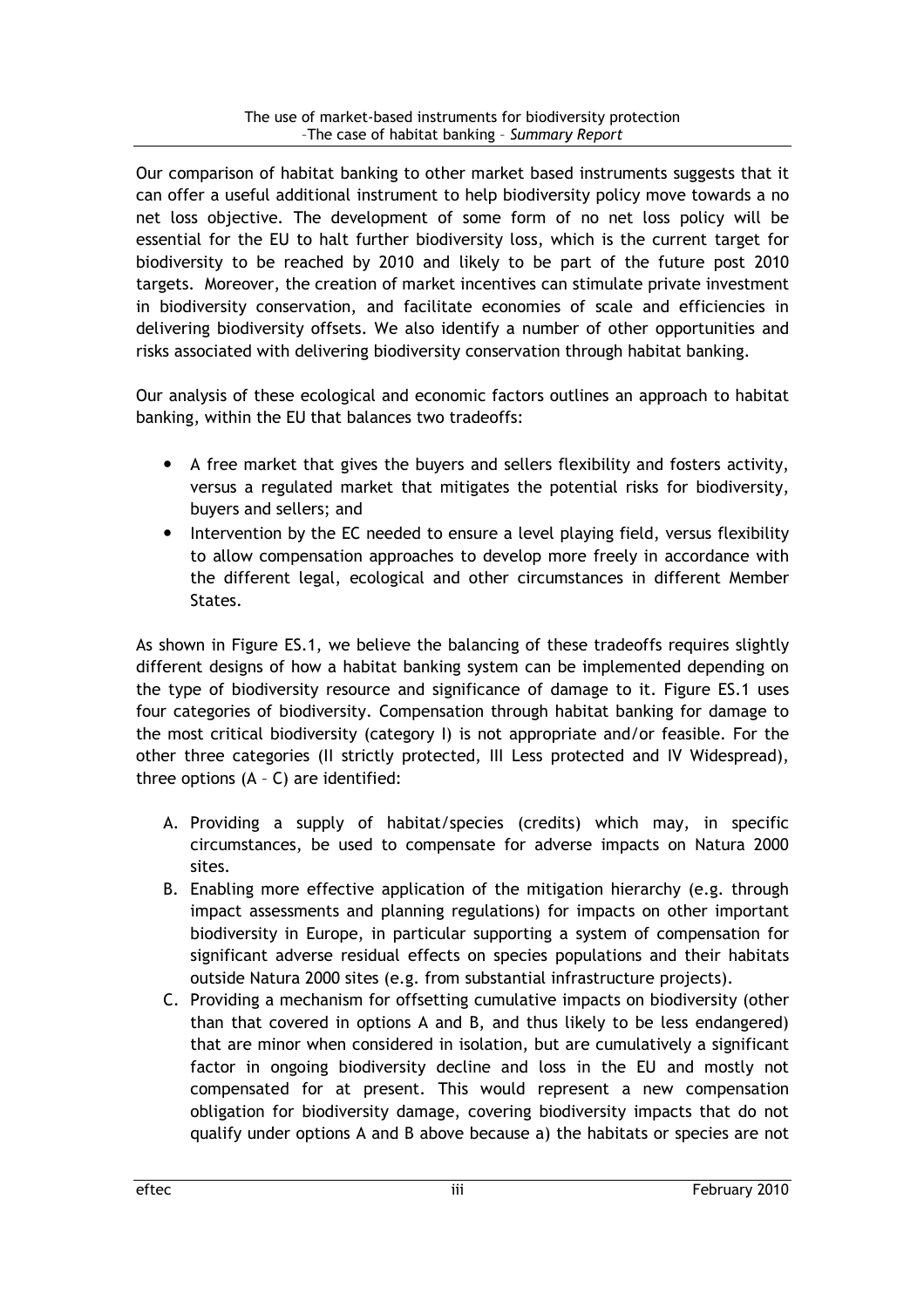Our comparison of habitat banking to other market based instruments suggests that it can offer a useful additional instrument to help biodiversity policy move towards a no net loss objective. The development of some form of no net loss policy will be essential for the EU to halt further biodiversity loss, which is the current target for biodiversity to be reached by 2010 and likely to be part of the future post 2010 targets. Moreover, the creation of market incentives can stimulate private investment in biodiversity conservation, and facilitate economies of scale and efficiencies in delivering biodiversity offsets. We also identify a number of other opportunities and risks associated with delivering biodiversity conservation through habitat banking.

Our analysis of these ecological and economic factors outlines an approach to habitat banking, within the EU that balances two tradeoffs:

- A free market that gives the buyers and sellers flexibility and fosters activity, versus a regulated market that mitigates the potential risks for biodiversity, buyers and sellers; and
- Intervention by the EC needed to ensure a level playing field, versus flexibility to allow compensation approaches to develop more freely in accordance with the different legal, ecological and other circumstances in different Member States.

As shown in Figure ES.1, we believe the balancing of these tradeoffs requires slightly different designs of how a habitat banking system can be implemented depending on the type of biodiversity resource and significance of damage to it. Figure ES.1 uses four categories of biodiversity. Compensation through habitat banking for damage to the most critical biodiversity (category I) is not appropriate and/or feasible. For the other three categories (II strictly protected, III Less protected and IV Widespread), three options (A – C) are identified:

A. Providing a supply of habitat/species (credits) which may, in specific circumstances, be used to compensate for adverse impacts on Natura 2000 sites.
B. Enabling more effective application of the mitigation hierarchy (e.g. through impact assessments and planning regulations) for impacts on other important biodiversity in Europe, in particular supporting a system of compensation for significant adverse residual effects on species populations and their habitats outside Natura 2000 sites (e.g. from substantial infrastructure projects).
C. Providing a mechanism for offsetting cumulative impacts on biodiversity (other than that covered in options A and B, and thus likely to be less endangered) that are minor when considered in isolation, but are cumulatively a significant factor in ongoing biodiversity decline and loss in the EU and mostly not compensated for at present. This would represent a new compensation obligation for biodiversity damage, covering biodiversity impacts that do not qualify under options A and B above because a) the habitats or species are not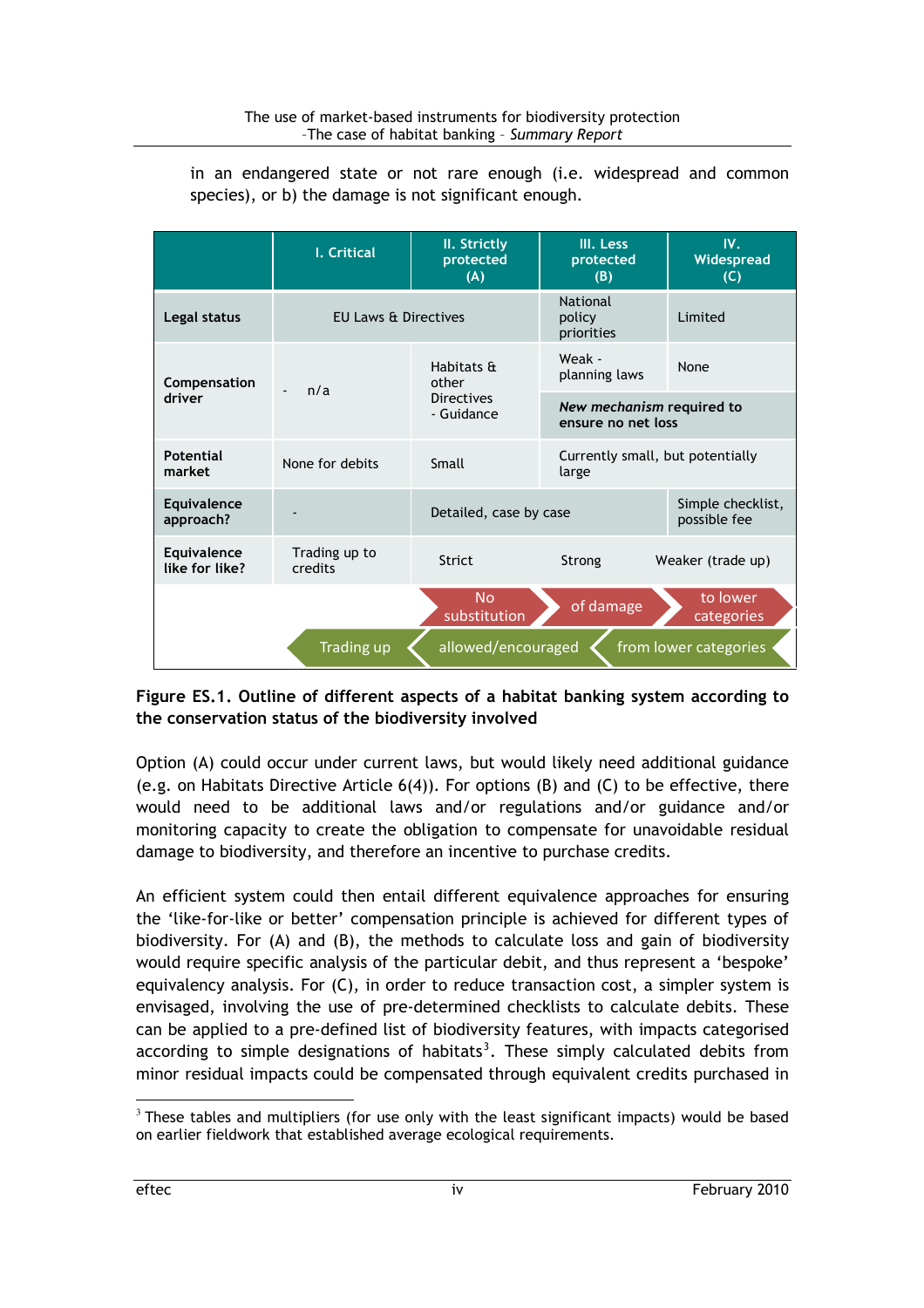in an endangered state or not rare enough (i.e. widespread and common species), or b) the damage is not significant enough.

| | I. Critical | II. Strictly protected (A) | III. Less protected (B) | IV. Widespread (C) |
|---|---|---|---|---|
| **Legal status** | EU Laws & Directives | | National policy priorities | Limited |
| **Compensation driver** | - n/a | Habitats & other Directives - Guidance | Weak - planning laws | None |
| | | | *New mechanism* required to ensure no net loss | |
| **Potential market** | None for debits | Small | Currently small, but potentially large | |
| **Equivalence approach?** | - | Detailed, case by case | | Simple checklist, possible fee |
| **Equivalence like for like?** | Trading up to credits | Strict | Strong | Weaker (trade up) |
| | | No substitution | of damage | to lower categories |
| | Trading up | allowed/encouraged | from lower categories | |

**Figure ES.1. Outline of different aspects of a habitat banking system according to the conservation status of the biodiversity involved**

Option (A) could occur under current laws, but would likely need additional guidance (e.g. on Habitats Directive Article 6(4)). For options (B) and (C) to be effective, there would need to be additional laws and/or regulations and/or guidance and/or monitoring capacity to create the obligation to compensate for unavoidable residual damage to biodiversity, and therefore an incentive to purchase credits.

An efficient system could then entail different equivalence approaches for ensuring the 'like-for-like or better' compensation principle is achieved for different types of biodiversity. For (A) and (B), the methods to calculate loss and gain of biodiversity would require specific analysis of the particular debit, and thus represent a 'bespoke' equivalency analysis. For (C), in order to reduce transaction cost, a simpler system is envisaged, involving the use of pre-determined checklists to calculate debits. These can be applied to a pre-defined list of biodiversity features, with impacts categorised according to simple designations of habitats[3]. These simply calculated debits from minor residual impacts could be compensated through equivalent credits purchased in

[3] These tables and multipliers (for use only with the least significant impacts) would be based on earlier fieldwork that established average ecological requirements.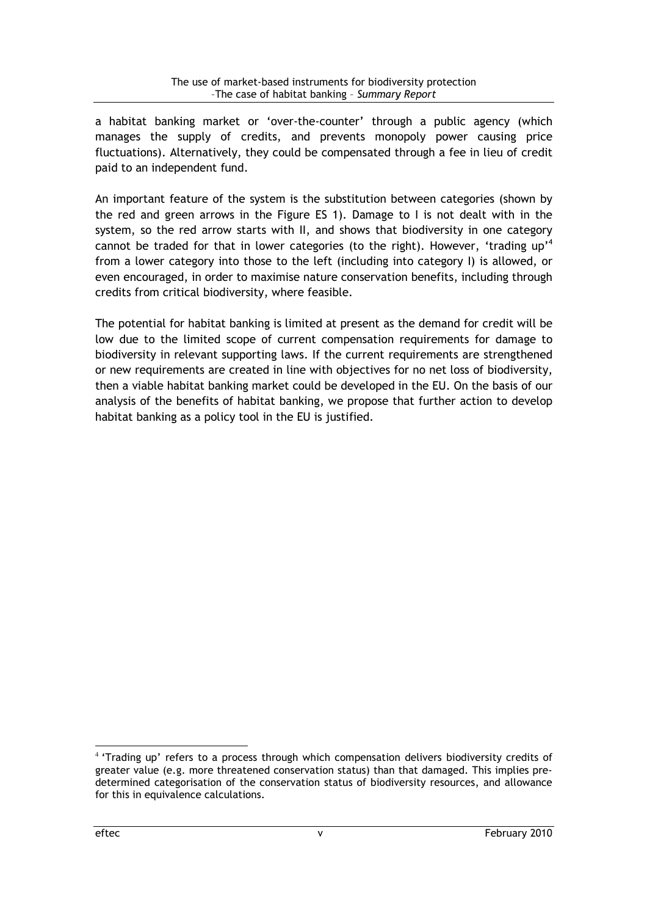a habitat banking market or 'over-the-counter' through a public agency (which manages the supply of credits, and prevents monopoly power causing price fluctuations). Alternatively, they could be compensated through a fee in lieu of credit paid to an independent fund.

An important feature of the system is the substitution between categories (shown by the red and green arrows in the Figure ES 1). Damage to I is not dealt with in the system, so the red arrow starts with II, and shows that biodiversity in one category cannot be traded for that in lower categories (to the right). However, 'trading up'[4] from a lower category into those to the left (including into category I) is allowed, or even encouraged, in order to maximise nature conservation benefits, including through credits from critical biodiversity, where feasible.

The potential for habitat banking is limited at present as the demand for credit will be low due to the limited scope of current compensation requirements for damage to biodiversity in relevant supporting laws. If the current requirements are strengthened or new requirements are created in line with objectives for no net loss of biodiversity, then a viable habitat banking market could be developed in the EU. On the basis of our analysis of the benefits of habitat banking, we propose that further action to develop habitat banking as a policy tool in the EU is justified.

[4] 'Trading up' refers to a process through which compensation delivers biodiversity credits of greater value (e.g. more threatened conservation status) than that damaged. This implies pre-determined categorisation of the conservation status of biodiversity resources, and allowance for this in equivalence calculations.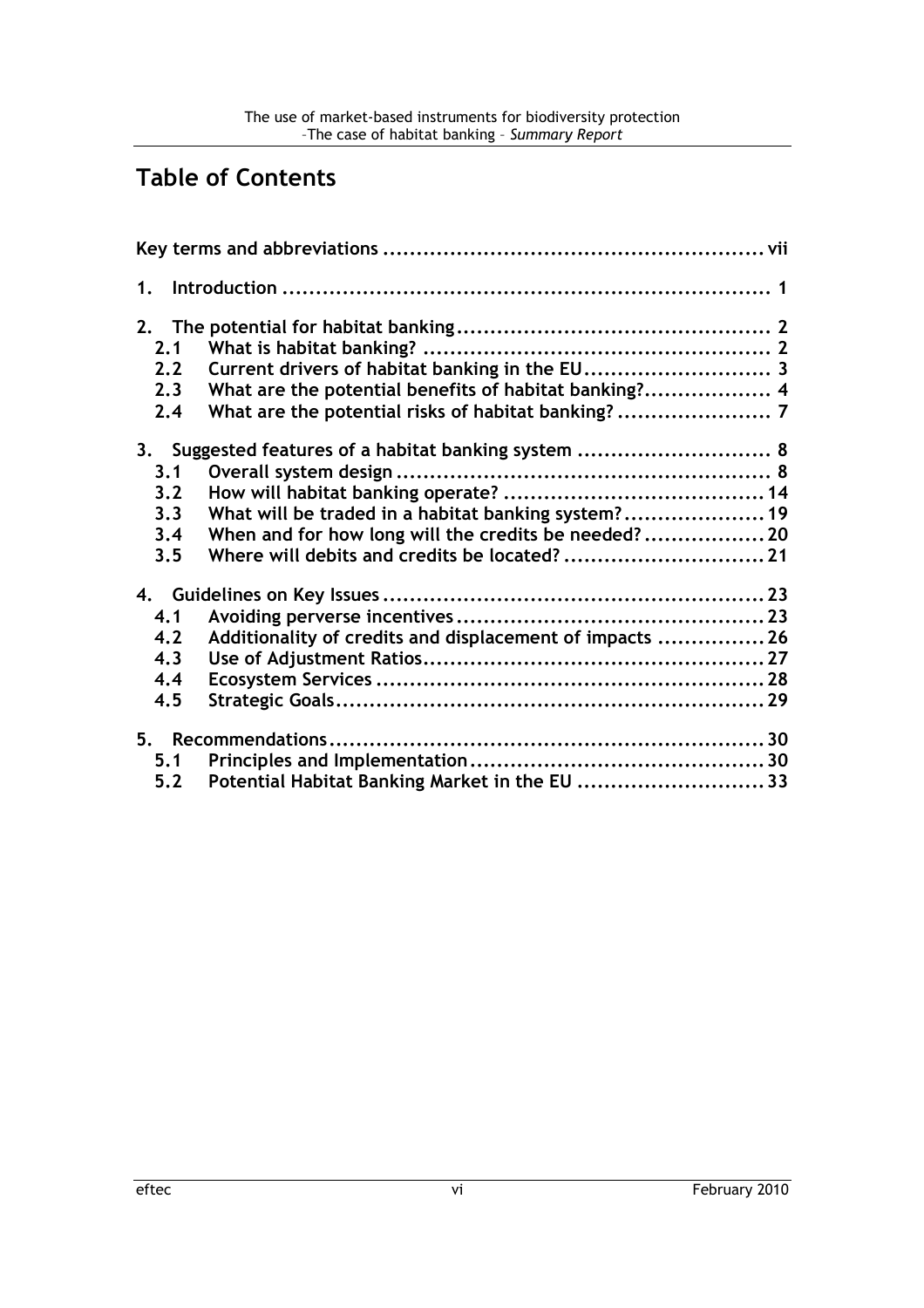# Table of Contents

**Key terms and abbreviations** ... vii

**1. Introduction** ... 1

**2. The potential for habitat banking** ... 2

- **2.1 What is habitat banking?** ... 2
- **2.2 Current drivers of habitat banking in the EU** ... 3
- **2.3 What are the potential benefits of habitat banking?** ... 4
- **2.4 What are the potential risks of habitat banking?** ... 7

**3. Suggested features of a habitat banking system** ... 8

- **3.1 Overall system design** ... 8
- **3.2 How will habitat banking operate?** ... 14
- **3.3 What will be traded in a habitat banking system?** ... 19
- **3.4 When and for how long will the credits be needed?** ... 20
- **3.5 Where will debits and credits be located?** ... 21

**4. Guidelines on Key Issues** ... 23

- **4.1 Avoiding perverse incentives** ... 23
- **4.2 Additionality of credits and displacement of impacts** ... 26
- **4.3 Use of Adjustment Ratios** ... 27
- **4.4 Ecosystem Services** ... 28
- **4.5 Strategic Goals** ... 29

**5. Recommendations** ... 30

- **5.1 Principles and Implementation** ... 30
- **5.2 Potential Habitat Banking Market in the EU** ... 33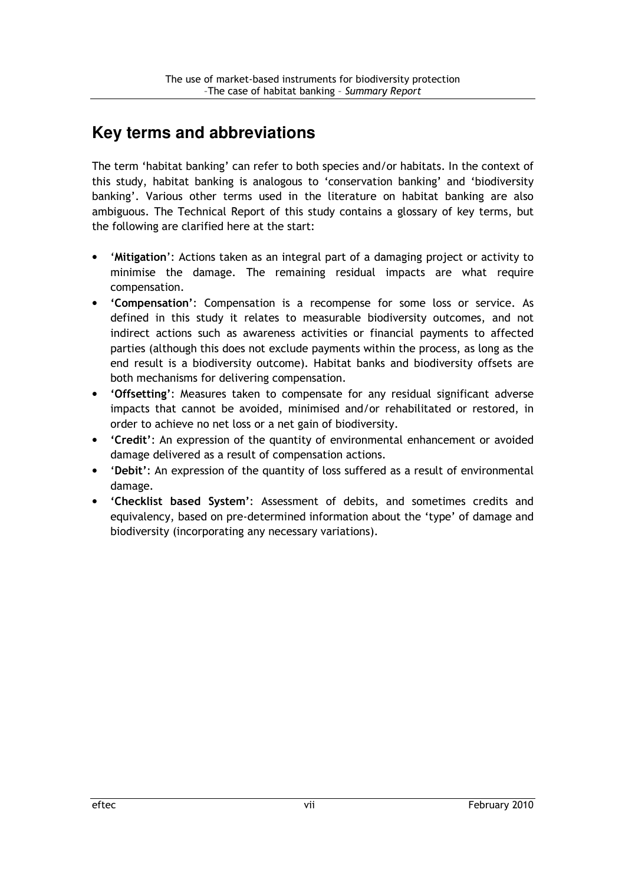## Key terms and abbreviations

The term 'habitat banking' can refer to both species and/or habitats. In the context of this study, habitat banking is analogous to 'conservation banking' and 'biodiversity banking'. Various other terms used in the literature on habitat banking are also ambiguous. The Technical Report of this study contains a glossary of key terms, but the following are clarified here at the start:

- '**Mitigation**': Actions taken as an integral part of a damaging project or activity to minimise the damage. The remaining residual impacts are what require compensation.
- **'Compensation'**: Compensation is a recompense for some loss or service. As defined in this study it relates to measurable biodiversity outcomes, and not indirect actions such as awareness activities or financial payments to affected parties (although this does not exclude payments within the process, as long as the end result is a biodiversity outcome). Habitat banks and biodiversity offsets are both mechanisms for delivering compensation.
- **'Offsetting'**: Measures taken to compensate for any residual significant adverse impacts that cannot be avoided, minimised and/or rehabilitated or restored, in order to achieve no net loss or a net gain of biodiversity.
- **'Credit'**: An expression of the quantity of environmental enhancement or avoided damage delivered as a result of compensation actions.
- '**Debit'**: An expression of the quantity of loss suffered as a result of environmental damage.
- **'Checklist based System'**: Assessment of debits, and sometimes credits and equivalency, based on pre-determined information about the 'type' of damage and biodiversity (incorporating any necessary variations).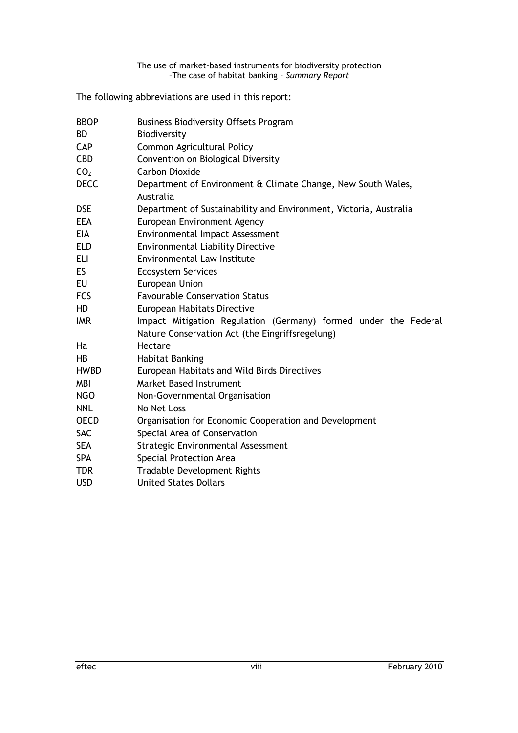The following abbreviations are used in this report:

| | |
|---|---|
| BBOP | Business Biodiversity Offsets Program |
| BD | Biodiversity |
| CAP | Common Agricultural Policy |
| CBD | Convention on Biological Diversity |
| $CO_2$ | Carbon Dioxide |
| DECC | Department of Environment & Climate Change, New South Wales, Australia |
| DSE | Department of Sustainability and Environment, Victoria, Australia |
| EEA | European Environment Agency |
| EIA | Environmental Impact Assessment |
| ELD | Environmental Liability Directive |
| ELI | Environmental Law Institute |
| ES | Ecosystem Services |
| EU | European Union |
| FCS | Favourable Conservation Status |
| HD | European Habitats Directive |
| IMR | Impact Mitigation Regulation (Germany) formed under the Federal Nature Conservation Act (the Eingriffsregelung) |
| Ha | Hectare |
| HB | Habitat Banking |
| HWBD | European Habitats and Wild Birds Directives |
| MBI | Market Based Instrument |
| NGO | Non-Governmental Organisation |
| NNL | No Net Loss |
| OECD | Organisation for Economic Cooperation and Development |
| SAC | Special Area of Conservation |
| SEA | Strategic Environmental Assessment |
| SPA | Special Protection Area |
| TDR | Tradable Development Rights |
| USD | United States Dollars |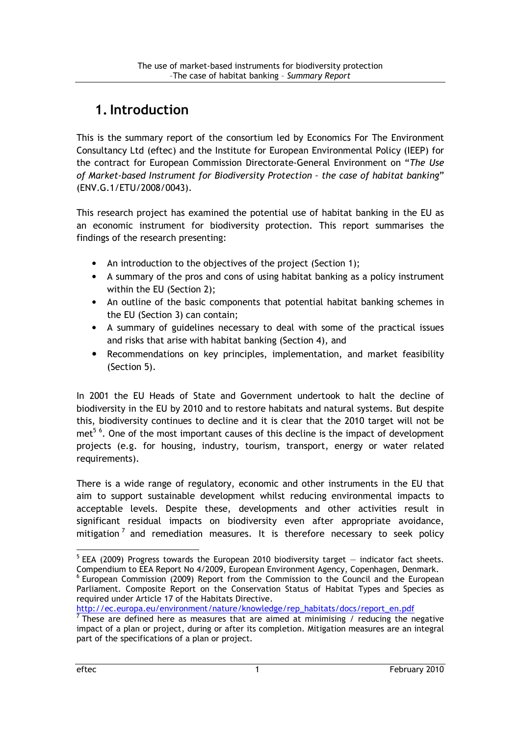# 1. Introduction

This is the summary report of the consortium led by Economics For The Environment Consultancy Ltd (eftec) and the Institute for European Environmental Policy (IEEP) for the contract for European Commission Directorate-General Environment on "*The Use of Market-based Instrument for Biodiversity Protection – the case of habitat banking*" (ENV.G.1/ETU/2008/0043).

This research project has examined the potential use of habitat banking in the EU as an economic instrument for biodiversity protection. This report summarises the findings of the research presenting:

- An introduction to the objectives of the project (Section 1);
- A summary of the pros and cons of using habitat banking as a policy instrument within the EU (Section 2);
- An outline of the basic components that potential habitat banking schemes in the EU (Section 3) can contain;
- A summary of guidelines necessary to deal with some of the practical issues and risks that arise with habitat banking (Section 4), and
- Recommendations on key principles, implementation, and market feasibility (Section 5).

In 2001 the EU Heads of State and Government undertook to halt the decline of biodiversity in the EU by 2010 and to restore habitats and natural systems. But despite this, biodiversity continues to decline and it is clear that the 2010 target will not be met[5] [6]. One of the most important causes of this decline is the impact of development projects (e.g. for housing, industry, tourism, transport, energy or water related requirements).

There is a wide range of regulatory, economic and other instruments in the EU that aim to support sustainable development whilst reducing environmental impacts to acceptable levels. Despite these, developments and other activities result in significant residual impacts on biodiversity even after appropriate avoidance, mitigation[7] and remediation measures. It is therefore necessary to seek policy

---

[5] EEA (2009) Progress towards the European 2010 biodiversity target — indicator fact sheets. Compendium to EEA Report No 4/2009, European Environment Agency, Copenhagen, Denmark.

[6] European Commission (2009) Report from the Commission to the Council and the European Parliament. Composite Report on the Conservation Status of Habitat Types and Species as required under Article 17 of the Habitats Directive. http://ec.europa.eu/environment/nature/knowledge/rep_habitats/docs/report_en.pdf

[7] These are defined here as measures that are aimed at minimising / reducing the negative impact of a plan or project, during or after its completion. Mitigation measures are an integral part of the specifications of a plan or project.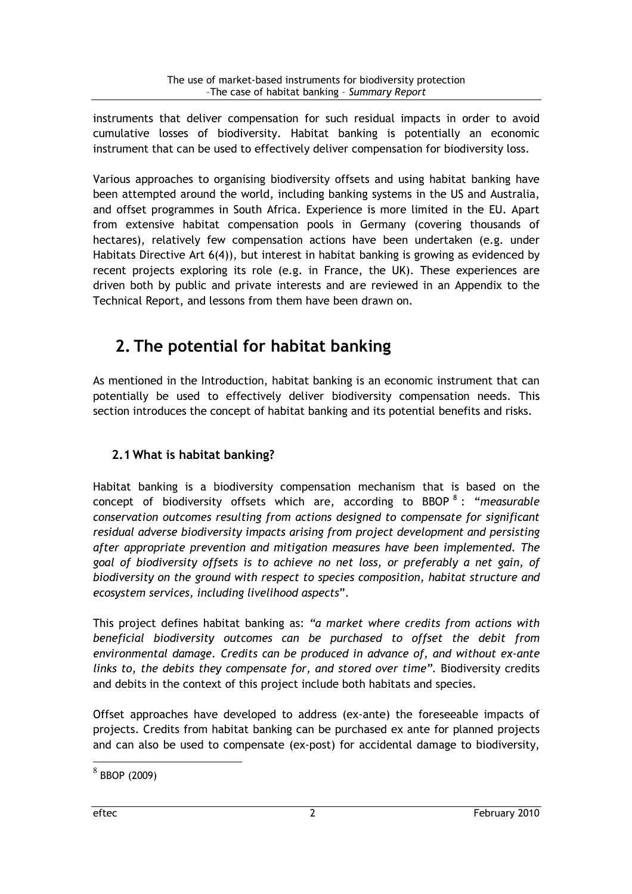instruments that deliver compensation for such residual impacts in order to avoid cumulative losses of biodiversity. Habitat banking is potentially an economic instrument that can be used to effectively deliver compensation for biodiversity loss.

Various approaches to organising biodiversity offsets and using habitat banking have been attempted around the world, including banking systems in the US and Australia, and offset programmes in South Africa. Experience is more limited in the EU. Apart from extensive habitat compensation pools in Germany (covering thousands of hectares), relatively few compensation actions have been undertaken (e.g. under Habitats Directive Art 6(4)), but interest in habitat banking is growing as evidenced by recent projects exploring its role (e.g. in France, the UK). These experiences are driven both by public and private interests and are reviewed in an Appendix to the Technical Report, and lessons from them have been drawn on.

# 2. The potential for habitat banking

As mentioned in the Introduction, habitat banking is an economic instrument that can potentially be used to effectively deliver biodiversity compensation needs. This section introduces the concept of habitat banking and its potential benefits and risks.

## 2.1 What is habitat banking?

Habitat banking is a biodiversity compensation mechanism that is based on the concept of biodiversity offsets which are, according to BBOP [8]: "*measurable conservation outcomes resulting from actions designed to compensate for significant residual adverse biodiversity impacts arising from project development and persisting after appropriate prevention and mitigation measures have been implemented. The goal of biodiversity offsets is to achieve no net loss, or preferably a net gain, of biodiversity on the ground with respect to species composition, habitat structure and ecosystem services, including livelihood aspects*".

This project defines habitat banking as: *"a market where credits from actions with beneficial biodiversity outcomes can be purchased to offset the debit from environmental damage. Credits can be produced in advance of, and without ex-ante links to, the debits they compensate for, and stored over time"*. Biodiversity credits and debits in the context of this project include both habitats and species.

Offset approaches have developed to address (ex-ante) the foreseeable impacts of projects. Credits from habitat banking can be purchased ex ante for planned projects and can also be used to compensate (ex-post) for accidental damage to biodiversity,

[8] BBOP (2009)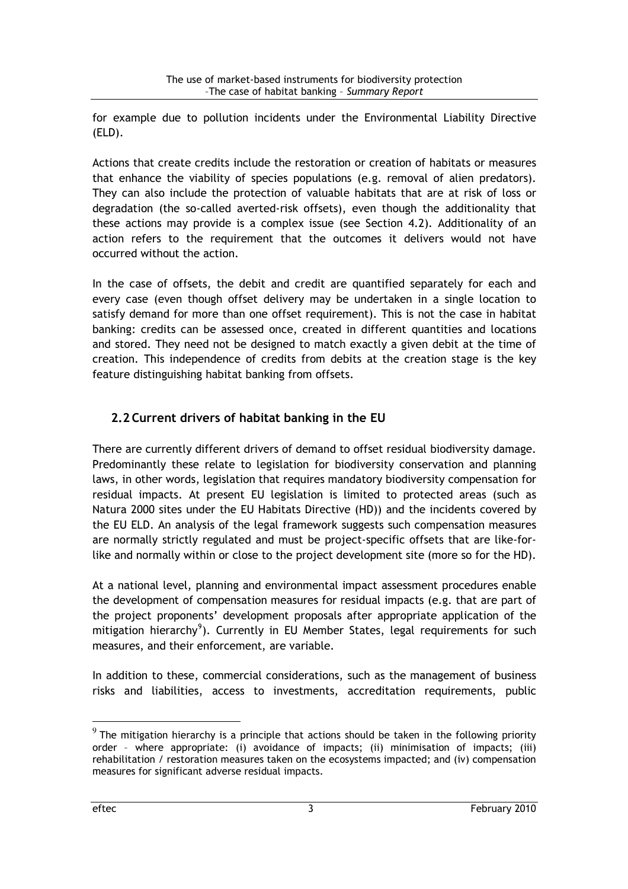for example due to pollution incidents under the Environmental Liability Directive (ELD).

Actions that create credits include the restoration or creation of habitats or measures that enhance the viability of species populations (e.g. removal of alien predators). They can also include the protection of valuable habitats that are at risk of loss or degradation (the so-called averted-risk offsets), even though the additionality that these actions may provide is a complex issue (see Section 4.2). Additionality of an action refers to the requirement that the outcomes it delivers would not have occurred without the action.

In the case of offsets, the debit and credit are quantified separately for each and every case (even though offset delivery may be undertaken in a single location to satisfy demand for more than one offset requirement). This is not the case in habitat banking: credits can be assessed once, created in different quantities and locations and stored. They need not be designed to match exactly a given debit at the time of creation. This independence of credits from debits at the creation stage is the key feature distinguishing habitat banking from offsets.

## 2.2 Current drivers of habitat banking in the EU

There are currently different drivers of demand to offset residual biodiversity damage. Predominantly these relate to legislation for biodiversity conservation and planning laws, in other words, legislation that requires mandatory biodiversity compensation for residual impacts. At present EU legislation is limited to protected areas (such as Natura 2000 sites under the EU Habitats Directive (HD)) and the incidents covered by the EU ELD. An analysis of the legal framework suggests such compensation measures are normally strictly regulated and must be project-specific offsets that are like-for-like and normally within or close to the project development site (more so for the HD).

At a national level, planning and environmental impact assessment procedures enable the development of compensation measures for residual impacts (e.g. that are part of the project proponents' development proposals after appropriate application of the mitigation hierarchy[9]). Currently in EU Member States, legal requirements for such measures, and their enforcement, are variable.

In addition to these, commercial considerations, such as the management of business risks and liabilities, access to investments, accreditation requirements, public

---

[9] The mitigation hierarchy is a principle that actions should be taken in the following priority order – where appropriate: (i) avoidance of impacts; (ii) minimisation of impacts; (iii) rehabilitation / restoration measures taken on the ecosystems impacted; and (iv) compensation measures for significant adverse residual impacts.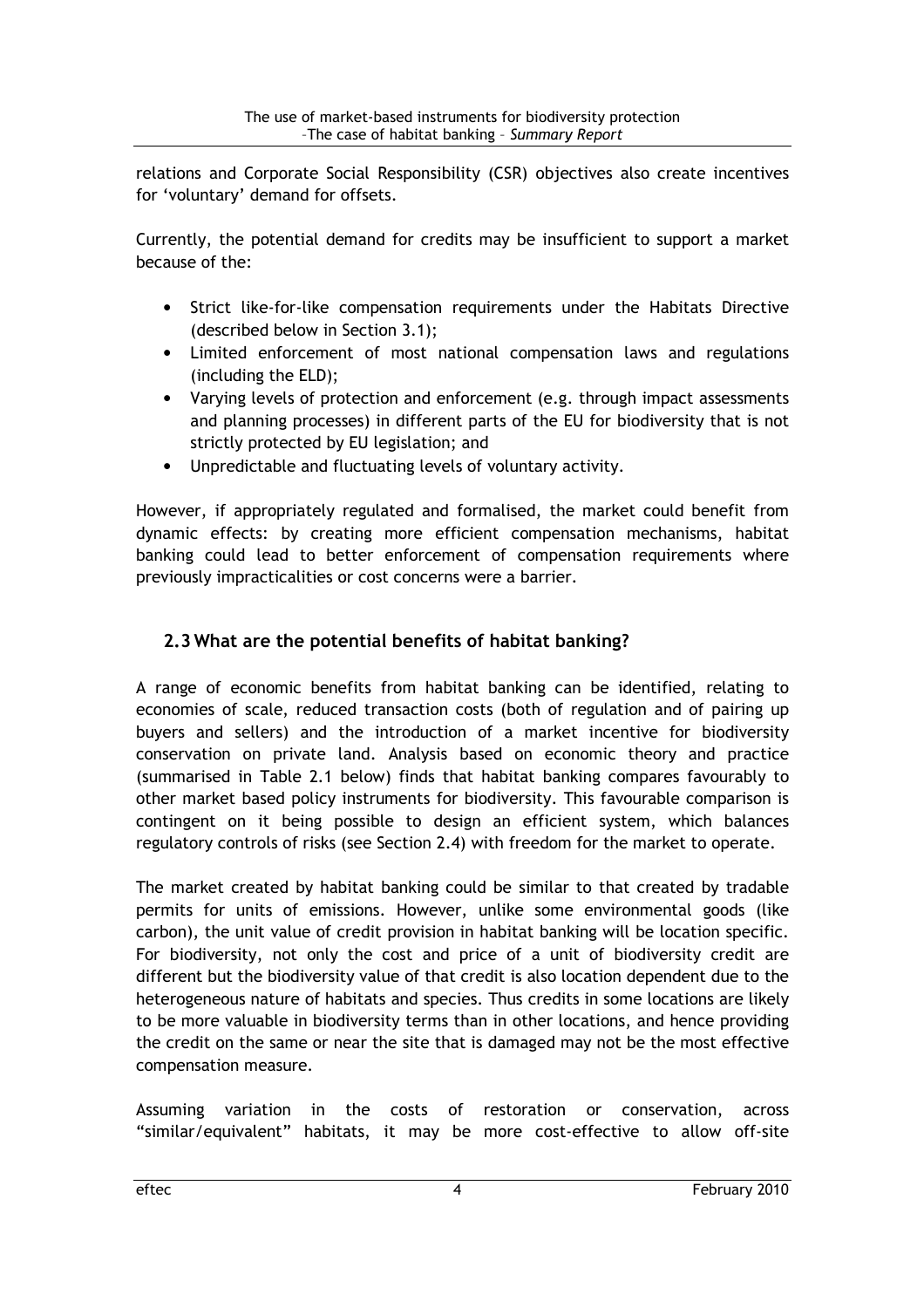relations and Corporate Social Responsibility (CSR) objectives also create incentives for 'voluntary' demand for offsets.

Currently, the potential demand for credits may be insufficient to support a market because of the:

- Strict like-for-like compensation requirements under the Habitats Directive (described below in Section 3.1);
- Limited enforcement of most national compensation laws and regulations (including the ELD);
- Varying levels of protection and enforcement (e.g. through impact assessments and planning processes) in different parts of the EU for biodiversity that is not strictly protected by EU legislation; and
- Unpredictable and fluctuating levels of voluntary activity.

However, if appropriately regulated and formalised, the market could benefit from dynamic effects: by creating more efficient compensation mechanisms, habitat banking could lead to better enforcement of compensation requirements where previously impracticalities or cost concerns were a barrier.

## 2.3 What are the potential benefits of habitat banking?

A range of economic benefits from habitat banking can be identified, relating to economies of scale, reduced transaction costs (both of regulation and of pairing up buyers and sellers) and the introduction of a market incentive for biodiversity conservation on private land. Analysis based on economic theory and practice (summarised in Table 2.1 below) finds that habitat banking compares favourably to other market based policy instruments for biodiversity. This favourable comparison is contingent on it being possible to design an efficient system, which balances regulatory controls of risks (see Section 2.4) with freedom for the market to operate.

The market created by habitat banking could be similar to that created by tradable permits for units of emissions. However, unlike some environmental goods (like carbon), the unit value of credit provision in habitat banking will be location specific. For biodiversity, not only the cost and price of a unit of biodiversity credit are different but the biodiversity value of that credit is also location dependent due to the heterogeneous nature of habitats and species. Thus credits in some locations are likely to be more valuable in biodiversity terms than in other locations, and hence providing the credit on the same or near the site that is damaged may not be the most effective compensation measure.

Assuming variation in the costs of restoration or conservation, across "similar/equivalent" habitats, it may be more cost-effective to allow off-site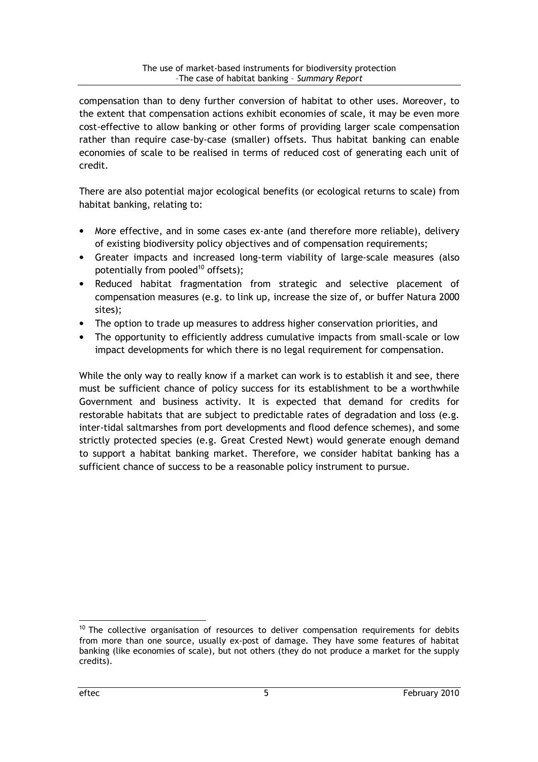compensation than to deny further conversion of habitat to other uses. Moreover, to the extent that compensation actions exhibit economies of scale, it may be even more cost-effective to allow banking or other forms of providing larger scale compensation rather than require case-by-case (smaller) offsets. Thus habitat banking can enable economies of scale to be realised in terms of reduced cost of generating each unit of credit.

There are also potential major ecological benefits (or ecological returns to scale) from habitat banking, relating to:

- More effective, and in some cases ex-ante (and therefore more reliable), delivery of existing biodiversity policy objectives and of compensation requirements;
- Greater impacts and increased long-term viability of large-scale measures (also potentially from pooled[10] offsets);
- Reduced habitat fragmentation from strategic and selective placement of compensation measures (e.g. to link up, increase the size of, or buffer Natura 2000 sites);
- The option to trade up measures to address higher conservation priorities, and
- The opportunity to efficiently address cumulative impacts from small-scale or low impact developments for which there is no legal requirement for compensation.

While the only way to really know if a market can work is to establish it and see, there must be sufficient chance of policy success for its establishment to be a worthwhile Government and business activity. It is expected that demand for credits for restorable habitats that are subject to predictable rates of degradation and loss (e.g. inter-tidal saltmarshes from port developments and flood defence schemes), and some strictly protected species (e.g. Great Crested Newt) would generate enough demand to support a habitat banking market. Therefore, we consider habitat banking has a sufficient chance of success to be a reasonable policy instrument to pursue.

[10] The collective organisation of resources to deliver compensation requirements for debits from more than one source, usually ex-post of damage. They have some features of habitat banking (like economies of scale), but not others (they do not produce a market for the supply credits).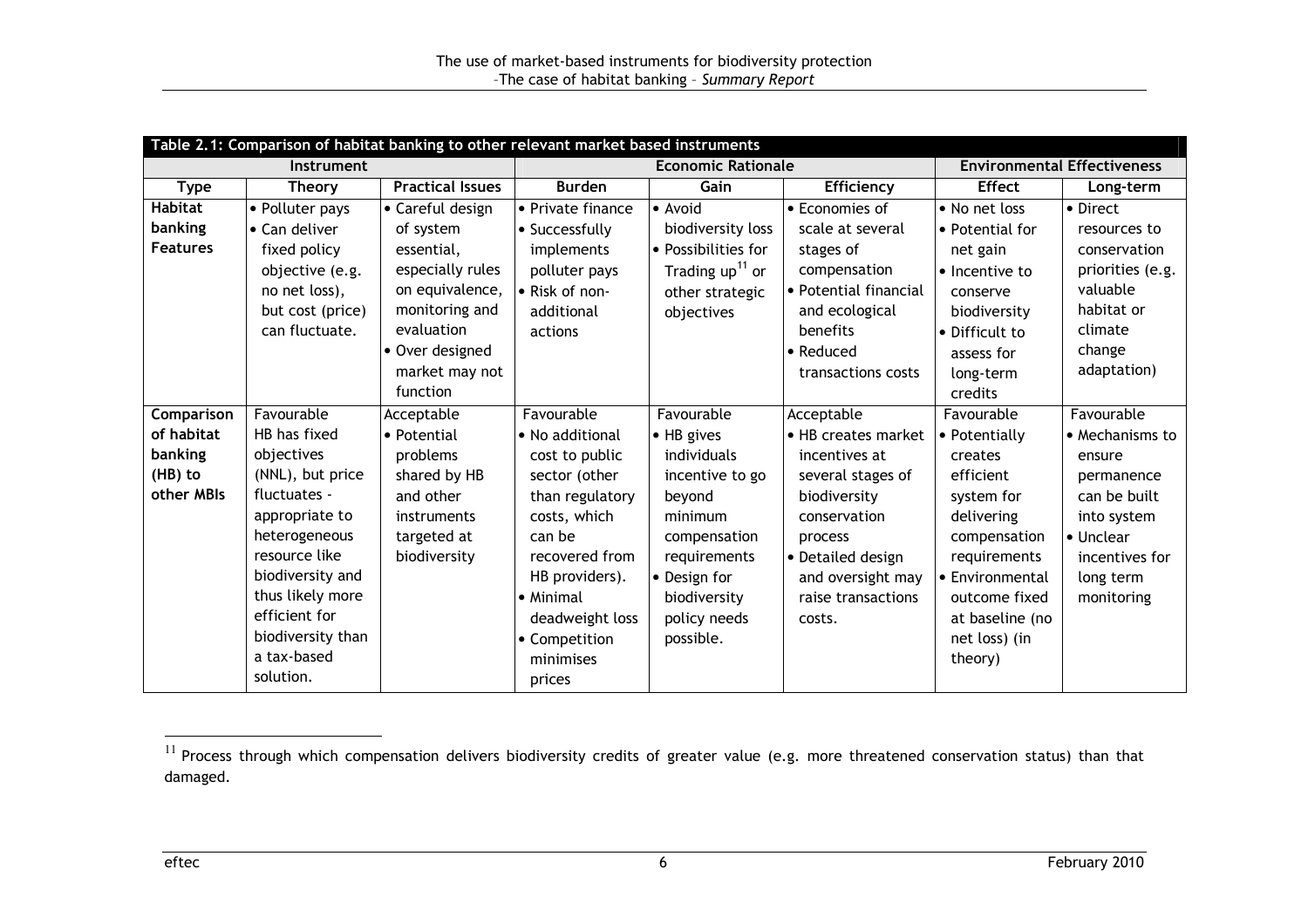**Table 2.1: Comparison of habitat banking to other relevant market based instruments**

| Instrument | | | Economic Rationale | | | Environmental Effectiveness | |
|---|---|---|---|---|---|---|---|
| **Type** | **Theory** | **Practical Issues** | **Burden** | **Gain** | **Efficiency** | **Effect** | **Long-term** |
| **Habitat banking Features** | • Polluter pays<br>• Can deliver fixed policy objective (e.g. no net loss), but cost (price) can fluctuate. | • Careful design of system essential, especially rules on equivalence, monitoring and evaluation<br>• Over designed market may not function | • Private finance<br>• Successfully implements polluter pays<br>• Risk of non-additional actions | • Avoid biodiversity loss<br>• Possibilities for Trading up[11] or other strategic objectives | • Economies of scale at several stages of compensation<br>• Potential financial and ecological benefits<br>• Reduced transactions costs | • No net loss<br>• Potential for net gain<br>• Incentive to conserve biodiversity<br>• Difficult to assess for long-term credits | • Direct resources to conservation priorities (e.g. valuable habitat or climate change adaptation) |
| **Comparison of habitat banking (HB) to other MBIs** | Favourable<br>HB has fixed objectives (NNL), but price fluctuates - appropriate to heterogeneous resource like biodiversity and thus likely more efficient for biodiversity than a tax-based solution. | Acceptable<br>• Potential problems shared by HB and other instruments targeted at biodiversity | Favourable<br>• No additional cost to public sector (other than regulatory costs, which can be recovered from HB providers).<br>• Minimal deadweight loss<br>• Competition minimises prices | Favourable<br>• HB gives individuals incentive to go beyond minimum compensation requirements<br>• Design for biodiversity policy needs possible. | Acceptable<br>• HB creates market incentives at several stages of biodiversity conservation process<br>• Detailed design and oversight may raise transactions costs. | Favourable<br>• Potentially creates efficient system for delivering compensation requirements<br>• Environmental outcome fixed at baseline (no net loss) (in theory) | Favourable<br>• Mechanisms to ensure permanence can be built into system<br>• Unclear incentives for long term monitoring |

[11] Process through which compensation delivers biodiversity credits of greater value (e.g. more threatened conservation status) than that damaged.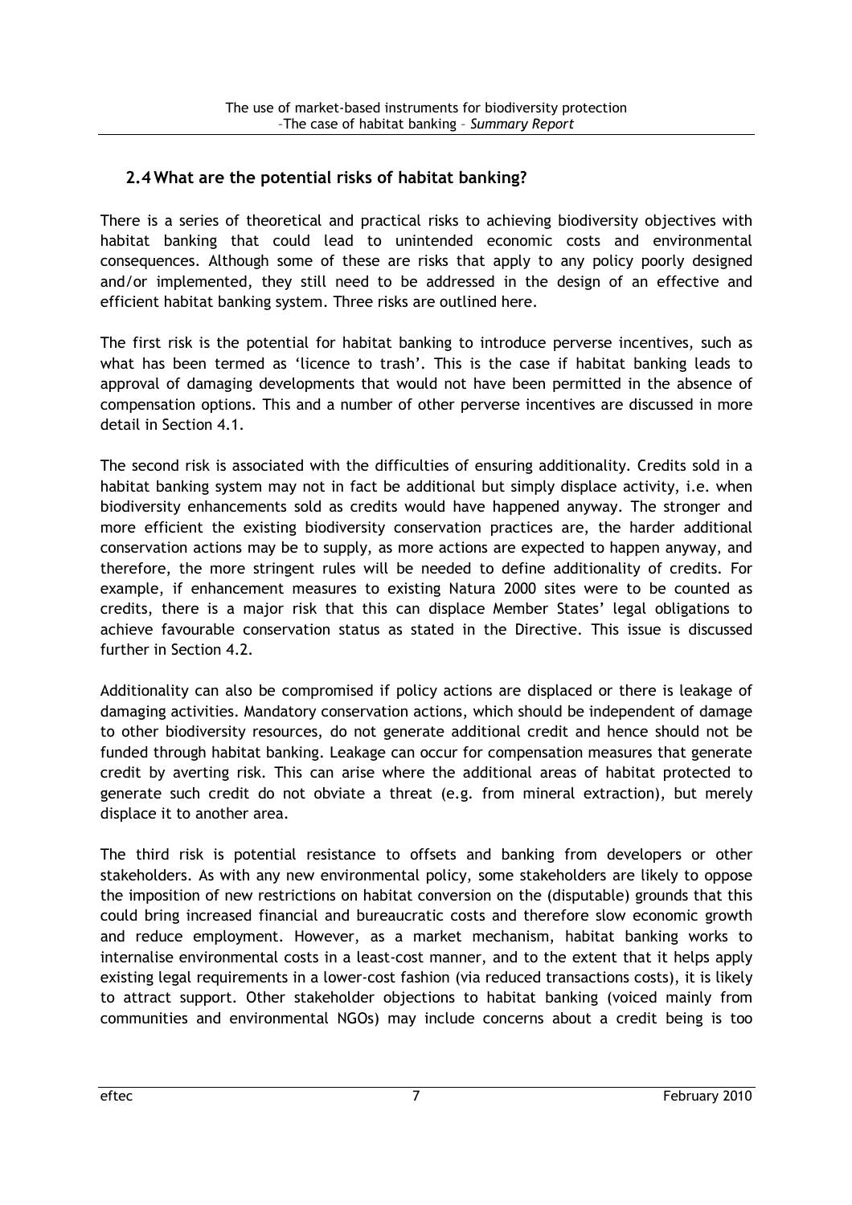## 2.4 What are the potential risks of habitat banking?

There is a series of theoretical and practical risks to achieving biodiversity objectives with habitat banking that could lead to unintended economic costs and environmental consequences. Although some of these are risks that apply to any policy poorly designed and/or implemented, they still need to be addressed in the design of an effective and efficient habitat banking system. Three risks are outlined here.

The first risk is the potential for habitat banking to introduce perverse incentives, such as what has been termed as 'licence to trash'. This is the case if habitat banking leads to approval of damaging developments that would not have been permitted in the absence of compensation options. This and a number of other perverse incentives are discussed in more detail in Section 4.1.

The second risk is associated with the difficulties of ensuring additionality. Credits sold in a habitat banking system may not in fact be additional but simply displace activity, i.e. when biodiversity enhancements sold as credits would have happened anyway. The stronger and more efficient the existing biodiversity conservation practices are, the harder additional conservation actions may be to supply, as more actions are expected to happen anyway, and therefore, the more stringent rules will be needed to define additionality of credits. For example, if enhancement measures to existing Natura 2000 sites were to be counted as credits, there is a major risk that this can displace Member States' legal obligations to achieve favourable conservation status as stated in the Directive. This issue is discussed further in Section 4.2.

Additionality can also be compromised if policy actions are displaced or there is leakage of damaging activities. Mandatory conservation actions, which should be independent of damage to other biodiversity resources, do not generate additional credit and hence should not be funded through habitat banking. Leakage can occur for compensation measures that generate credit by averting risk. This can arise where the additional areas of habitat protected to generate such credit do not obviate a threat (e.g. from mineral extraction), but merely displace it to another area.

The third risk is potential resistance to offsets and banking from developers or other stakeholders. As with any new environmental policy, some stakeholders are likely to oppose the imposition of new restrictions on habitat conversion on the (disputable) grounds that this could bring increased financial and bureaucratic costs and therefore slow economic growth and reduce employment. However, as a market mechanism, habitat banking works to internalise environmental costs in a least-cost manner, and to the extent that it helps apply existing legal requirements in a lower-cost fashion (via reduced transactions costs), it is likely to attract support. Other stakeholder objections to habitat banking (voiced mainly from communities and environmental NGOs) may include concerns about a credit being is too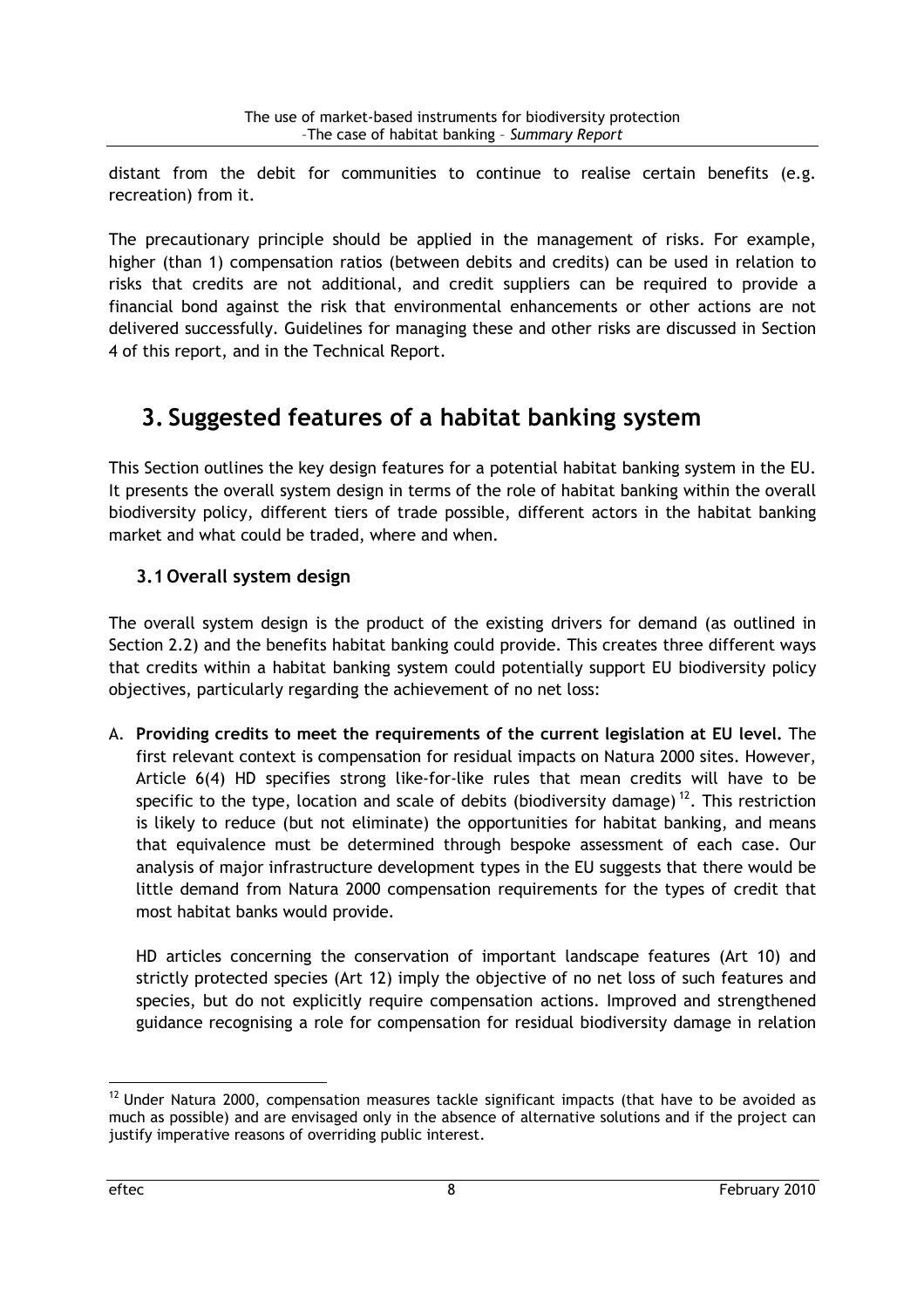distant from the debit for communities to continue to realise certain benefits (e.g. recreation) from it.

The precautionary principle should be applied in the management of risks. For example, higher (than 1) compensation ratios (between debits and credits) can be used in relation to risks that credits are not additional, and credit suppliers can be required to provide a financial bond against the risk that environmental enhancements or other actions are not delivered successfully. Guidelines for managing these and other risks are discussed in Section 4 of this report, and in the Technical Report.

# 3. Suggested features of a habitat banking system

This Section outlines the key design features for a potential habitat banking system in the EU. It presents the overall system design in terms of the role of habitat banking within the overall biodiversity policy, different tiers of trade possible, different actors in the habitat banking market and what could be traded, where and when.

## 3.1 Overall system design

The overall system design is the product of the existing drivers for demand (as outlined in Section 2.2) and the benefits habitat banking could provide. This creates three different ways that credits within a habitat banking system could potentially support EU biodiversity policy objectives, particularly regarding the achievement of no net loss:

A. **Providing credits to meet the requirements of the current legislation at EU level.** The first relevant context is compensation for residual impacts on Natura 2000 sites. However, Article 6(4) HD specifies strong like-for-like rules that mean credits will have to be specific to the type, location and scale of debits (biodiversity damage) [12]. This restriction is likely to reduce (but not eliminate) the opportunities for habitat banking, and means that equivalence must be determined through bespoke assessment of each case. Our analysis of major infrastructure development types in the EU suggests that there would be little demand from Natura 2000 compensation requirements for the types of credit that most habitat banks would provide.

   HD articles concerning the conservation of important landscape features (Art 10) and strictly protected species (Art 12) imply the objective of no net loss of such features and species, but do not explicitly require compensation actions. Improved and strengthened guidance recognising a role for compensation for residual biodiversity damage in relation

[12] Under Natura 2000, compensation measures tackle significant impacts (that have to be avoided as much as possible) and are envisaged only in the absence of alternative solutions and if the project can justify imperative reasons of overriding public interest.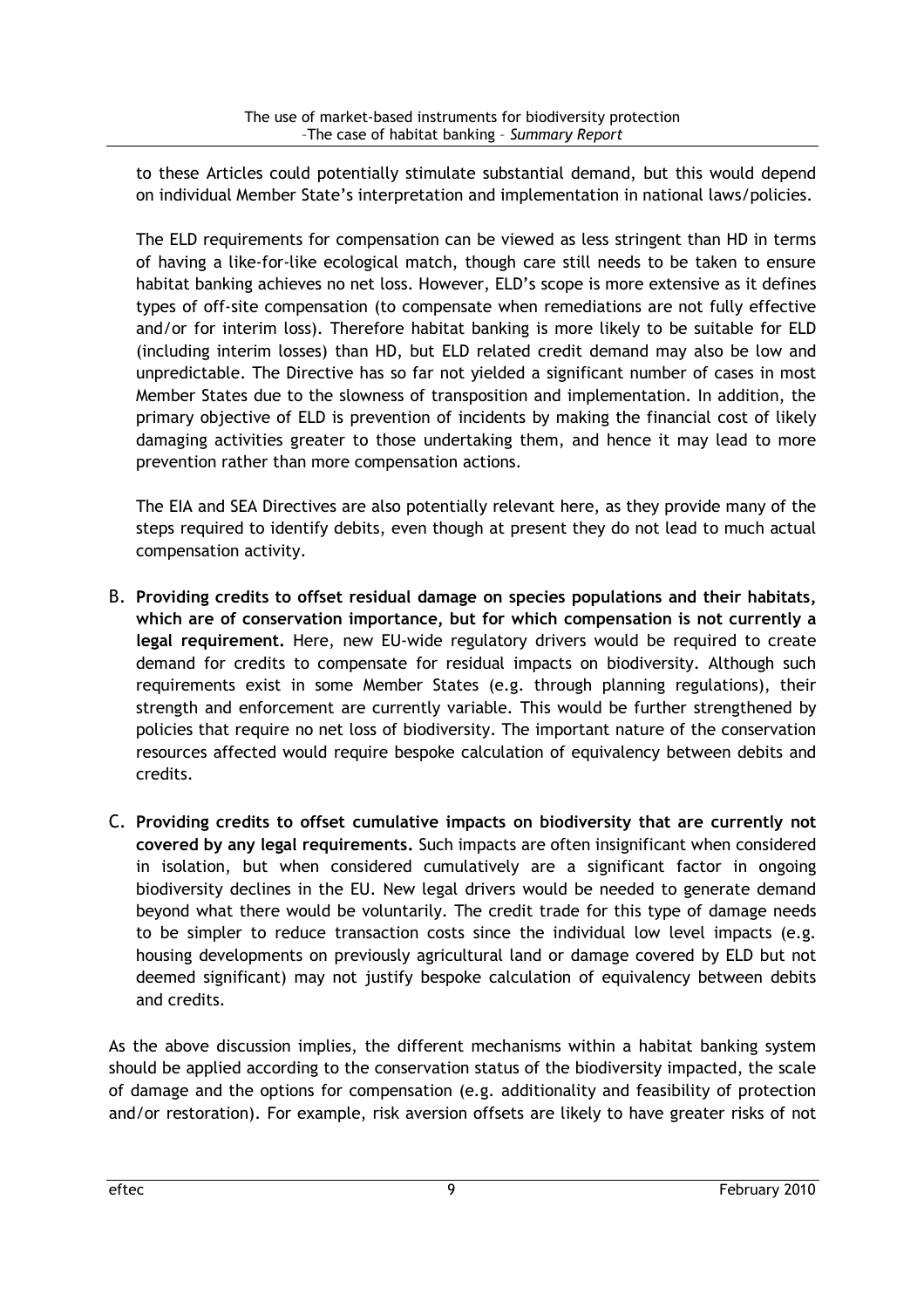to these Articles could potentially stimulate substantial demand, but this would depend on individual Member State's interpretation and implementation in national laws/policies.

The ELD requirements for compensation can be viewed as less stringent than HD in terms of having a like-for-like ecological match, though care still needs to be taken to ensure habitat banking achieves no net loss. However, ELD's scope is more extensive as it defines types of off-site compensation (to compensate when remediations are not fully effective and/or for interim loss). Therefore habitat banking is more likely to be suitable for ELD (including interim losses) than HD, but ELD related credit demand may also be low and unpredictable. The Directive has so far not yielded a significant number of cases in most Member States due to the slowness of transposition and implementation. In addition, the primary objective of ELD is prevention of incidents by making the financial cost of likely damaging activities greater to those undertaking them, and hence it may lead to more prevention rather than more compensation actions.

The EIA and SEA Directives are also potentially relevant here, as they provide many of the steps required to identify debits, even though at present they do not lead to much actual compensation activity.

B. **Providing credits to offset residual damage on species populations and their habitats, which are of conservation importance, but for which compensation is not currently a legal requirement.** Here, new EU-wide regulatory drivers would be required to create demand for credits to compensate for residual impacts on biodiversity. Although such requirements exist in some Member States (e.g. through planning regulations), their strength and enforcement are currently variable. This would be further strengthened by policies that require no net loss of biodiversity. The important nature of the conservation resources affected would require bespoke calculation of equivalency between debits and credits.

C. **Providing credits to offset cumulative impacts on biodiversity that are currently not covered by any legal requirements.** Such impacts are often insignificant when considered in isolation, but when considered cumulatively are a significant factor in ongoing biodiversity declines in the EU. New legal drivers would be needed to generate demand beyond what there would be voluntarily. The credit trade for this type of damage needs to be simpler to reduce transaction costs since the individual low level impacts (e.g. housing developments on previously agricultural land or damage covered by ELD but not deemed significant) may not justify bespoke calculation of equivalency between debits and credits.

As the above discussion implies, the different mechanisms within a habitat banking system should be applied according to the conservation status of the biodiversity impacted, the scale of damage and the options for compensation (e.g. additionality and feasibility of protection and/or restoration). For example, risk aversion offsets are likely to have greater risks of not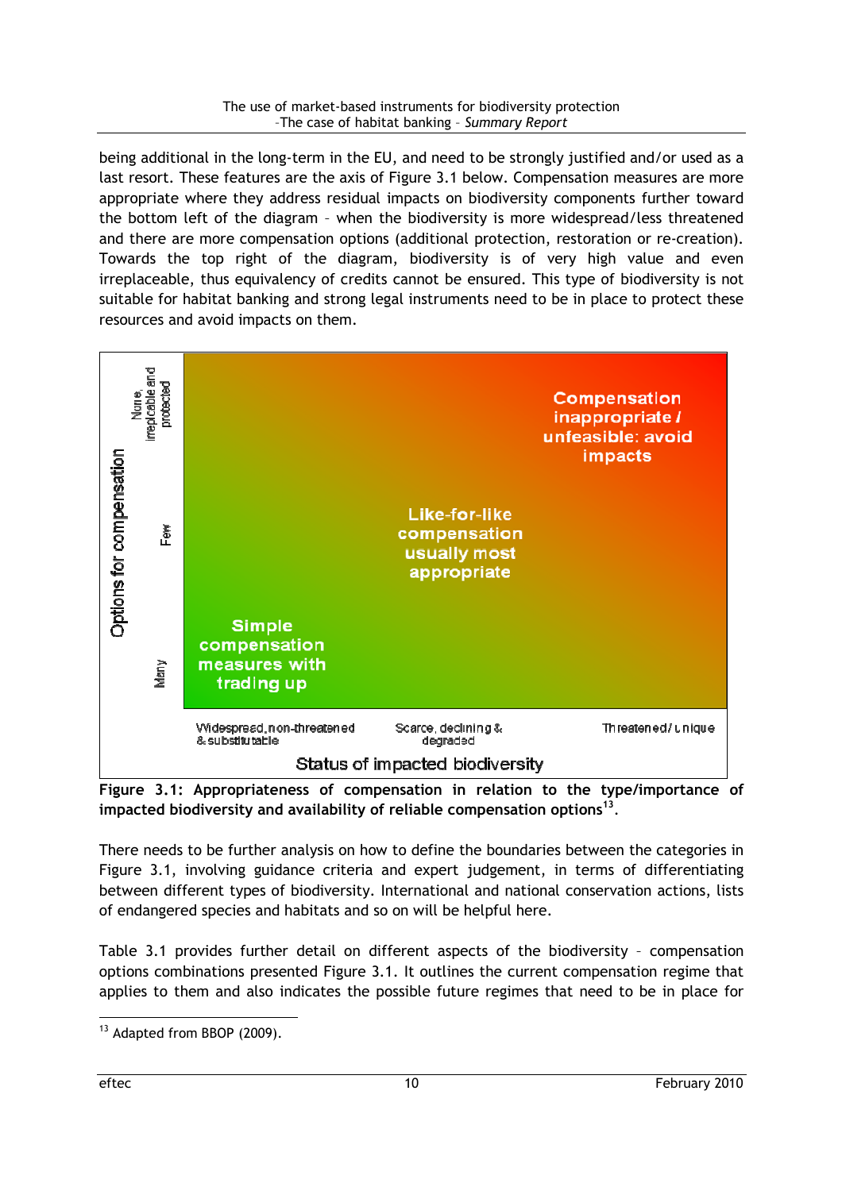being additional in the long-term in the EU, and need to be strongly justified and/or used as a last resort. These features are the axis of Figure 3.1 below. Compensation measures are more appropriate where they address residual impacts on biodiversity components further toward the bottom left of the diagram – when the biodiversity is more widespread/less threatened and there are more compensation options (additional protection, restoration or re-creation). Towards the top right of the diagram, biodiversity is of very high value and even irreplaceable, thus equivalency of credits cannot be ensured. This type of biodiversity is not suitable for habitat banking and strong legal instruments need to be in place to protect these resources and avoid impacts on them.

**Figure 3.1: Appropriateness of compensation in relation to the type/importance of impacted biodiversity and availability of reliable compensation options[13].**

There needs to be further analysis on how to define the boundaries between the categories in Figure 3.1, involving guidance criteria and expert judgement, in terms of differentiating between different types of biodiversity. International and national conservation actions, lists of endangered species and habitats and so on will be helpful here.

Table 3.1 provides further detail on different aspects of the biodiversity – compensation options combinations presented Figure 3.1. It outlines the current compensation regime that applies to them and also indicates the possible future regimes that need to be in place for

[13] Adapted from BBOP (2009).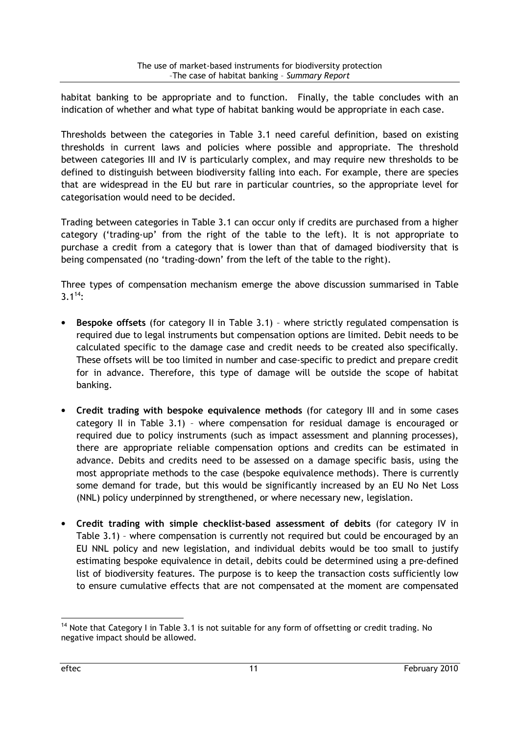habitat banking to be appropriate and to function. Finally, the table concludes with an indication of whether and what type of habitat banking would be appropriate in each case.

Thresholds between the categories in Table 3.1 need careful definition, based on existing thresholds in current laws and policies where possible and appropriate. The threshold between categories III and IV is particularly complex, and may require new thresholds to be defined to distinguish between biodiversity falling into each. For example, there are species that are widespread in the EU but rare in particular countries, so the appropriate level for categorisation would need to be decided.

Trading between categories in Table 3.1 can occur only if credits are purchased from a higher category ('trading-up' from the right of the table to the left). It is not appropriate to purchase a credit from a category that is lower than that of damaged biodiversity that is being compensated (no 'trading-down' from the left of the table to the right).

Three types of compensation mechanism emerge the above discussion summarised in Table 3.1[14]:

- **Bespoke offsets** (for category II in Table 3.1) – where strictly regulated compensation is required due to legal instruments but compensation options are limited. Debit needs to be calculated specific to the damage case and credit needs to be created also specifically. These offsets will be too limited in number and case-specific to predict and prepare credit for in advance. Therefore, this type of damage will be outside the scope of habitat banking.

- **Credit trading with bespoke equivalence methods** (for category III and in some cases category II in Table 3.1) – where compensation for residual damage is encouraged or required due to policy instruments (such as impact assessment and planning processes), there are appropriate reliable compensation options and credits can be estimated in advance. Debits and credits need to be assessed on a damage specific basis, using the most appropriate methods to the case (bespoke equivalence methods). There is currently some demand for trade, but this would be significantly increased by an EU No Net Loss (NNL) policy underpinned by strengthened, or where necessary new, legislation.

- **Credit trading with simple checklist-based assessment of debits** (for category IV in Table 3.1) – where compensation is currently not required but could be encouraged by an EU NNL policy and new legislation, and individual debits would be too small to justify estimating bespoke equivalence in detail, debits could be determined using a pre-defined list of biodiversity features. The purpose is to keep the transaction costs sufficiently low to ensure cumulative effects that are not compensated at the moment are compensated

[14] Note that Category I in Table 3.1 is not suitable for any form of offsetting or credit trading. No negative impact should be allowed.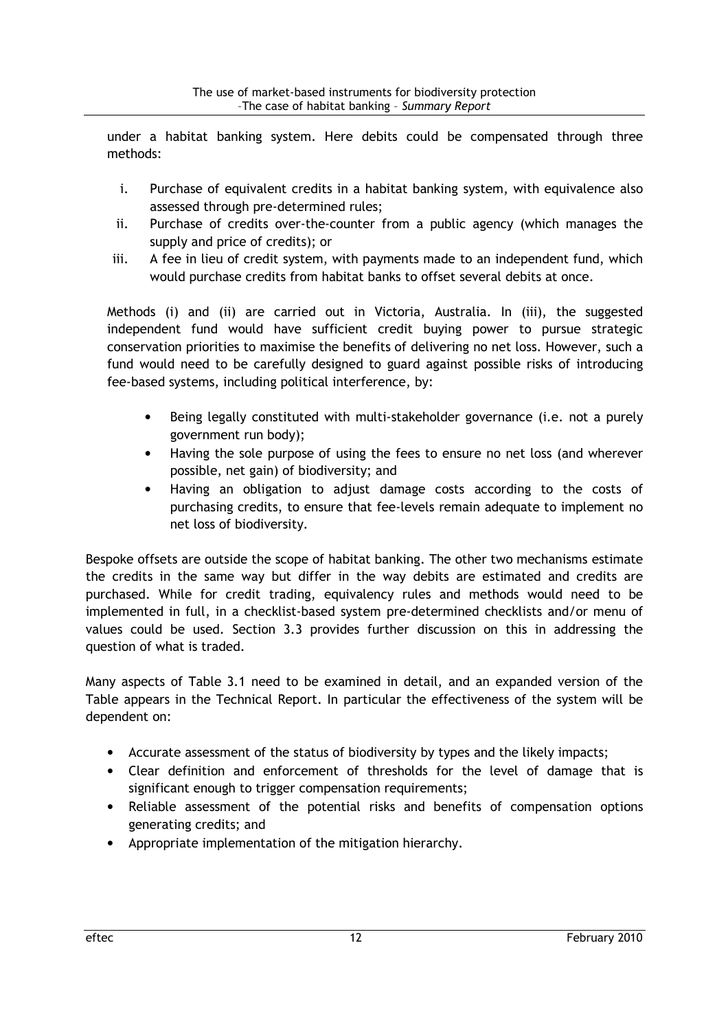under a habitat banking system. Here debits could be compensated through three methods:

i. Purchase of equivalent credits in a habitat banking system, with equivalence also assessed through pre-determined rules;
ii. Purchase of credits over-the-counter from a public agency (which manages the supply and price of credits); or
iii. A fee in lieu of credit system, with payments made to an independent fund, which would purchase credits from habitat banks to offset several debits at once.

Methods (i) and (ii) are carried out in Victoria, Australia. In (iii), the suggested independent fund would have sufficient credit buying power to pursue strategic conservation priorities to maximise the benefits of delivering no net loss. However, such a fund would need to be carefully designed to guard against possible risks of introducing fee-based systems, including political interference, by:

- Being legally constituted with multi-stakeholder governance (i.e. not a purely government run body);
- Having the sole purpose of using the fees to ensure no net loss (and wherever possible, net gain) of biodiversity; and
- Having an obligation to adjust damage costs according to the costs of purchasing credits, to ensure that fee-levels remain adequate to implement no net loss of biodiversity.

Bespoke offsets are outside the scope of habitat banking. The other two mechanisms estimate the credits in the same way but differ in the way debits are estimated and credits are purchased. While for credit trading, equivalency rules and methods would need to be implemented in full, in a checklist-based system pre-determined checklists and/or menu of values could be used. Section 3.3 provides further discussion on this in addressing the question of what is traded.

Many aspects of Table 3.1 need to be examined in detail, and an expanded version of the Table appears in the Technical Report. In particular the effectiveness of the system will be dependent on:

- Accurate assessment of the status of biodiversity by types and the likely impacts;
- Clear definition and enforcement of thresholds for the level of damage that is significant enough to trigger compensation requirements;
- Reliable assessment of the potential risks and benefits of compensation options generating credits; and
- Appropriate implementation of the mitigation hierarchy.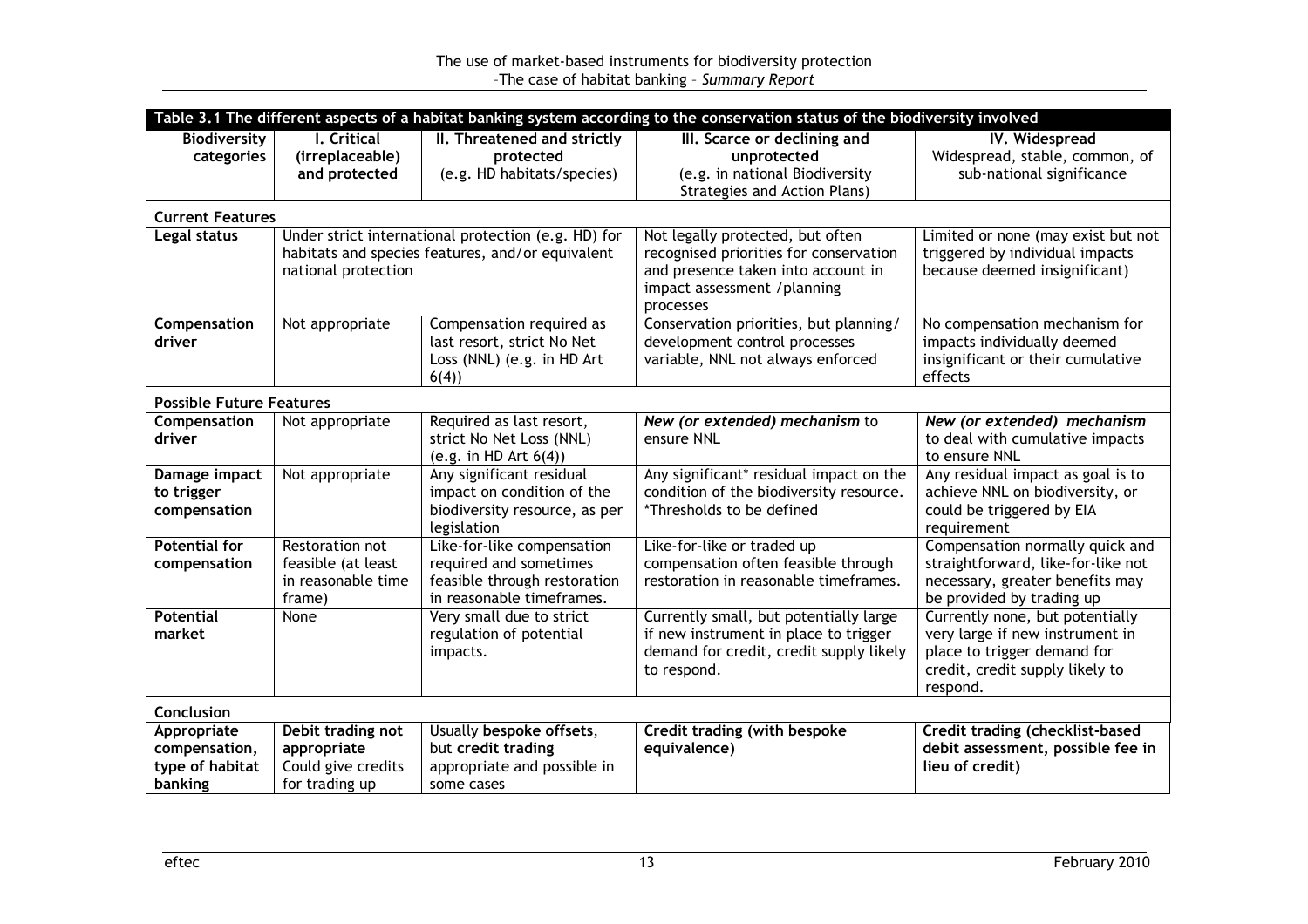**Table 3.1 The different aspects of a habitat banking system according to the conservation status of the biodiversity involved**

| Biodiversity categories | I. Critical (irreplaceable) and protected | II. Threatened and strictly protected (e.g. HD habitats/species) | III. Scarce or declining and unprotected (e.g. in national Biodiversity Strategies and Action Plans) | IV. Widespread Widespread, stable, common, of sub-national significance |
|---|---|---|---|---|
| **Current Features** | | | | |
| **Legal status** | Under strict international protection (e.g. HD) for habitats and species features, and/or equivalent national protection | | Not legally protected, but often recognised priorities for conservation and presence taken into account in impact assessment /planning processes | Limited or none (may exist but not triggered by individual impacts because deemed insignificant) |
| **Compensation driver** | Not appropriate | Compensation required as last resort, strict No Net Loss (NNL) (e.g. in HD Art 6(4)) | Conservation priorities, but planning/ development control processes variable, NNL not always enforced | No compensation mechanism for impacts individually deemed insignificant or their cumulative effects |
| **Possible Future Features** | | | | |
| **Compensation driver** | Not appropriate | Required as last resort, strict No Net Loss (NNL) (e.g. in HD Art 6(4)) | ***New (or extended) mechanism*** to ensure NNL | ***New (or extended) mechanism*** to deal with cumulative impacts to ensure NNL |
| **Damage impact to trigger compensation** | Not appropriate | Any significant residual impact on condition of the biodiversity resource, as per legislation | Any significant* residual impact on the condition of the biodiversity resource. *Thresholds to be defined | Any residual impact as goal is to achieve NNL on biodiversity, or could be triggered by EIA requirement |
| **Potential for compensation** | Restoration not feasible (at least in reasonable time frame) | Like-for-like compensation required and sometimes feasible through restoration in reasonable timeframes. | Like-for-like or traded up compensation often feasible through restoration in reasonable timeframes. | Compensation normally quick and straightforward, like-for-like not necessary, greater benefits may be provided by trading up |
| **Potential market** | None | Very small due to strict regulation of potential impacts. | Currently small, but potentially large if new instrument in place to trigger demand for credit, credit supply likely to respond. | Currently none, but potentially very large if new instrument in place to trigger demand for credit, credit supply likely to respond. |
| **Conclusion** | | | | |
| **Appropriate compensation, type of habitat banking** | **Debit trading not appropriate** Could give credits for trading up | Usually **bespoke offsets**, but **credit trading** appropriate and possible in some cases | **Credit trading (with bespoke equivalence)** | **Credit trading (checklist-based debit assessment, possible fee in lieu of credit)** |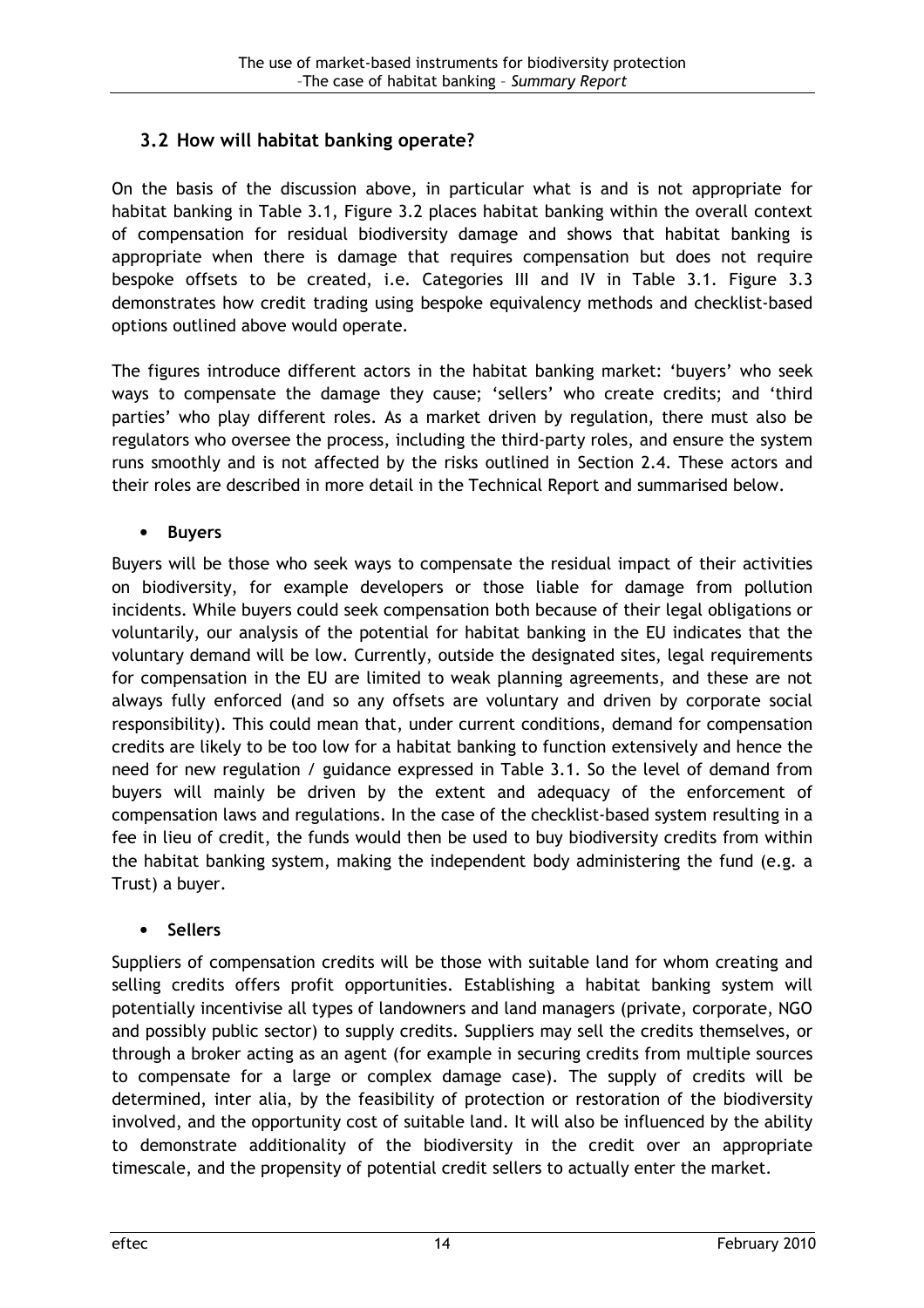## 3.2 How will habitat banking operate?

On the basis of the discussion above, in particular what is and is not appropriate for habitat banking in Table 3.1, Figure 3.2 places habitat banking within the overall context of compensation for residual biodiversity damage and shows that habitat banking is appropriate when there is damage that requires compensation but does not require bespoke offsets to be created, i.e. Categories III and IV in Table 3.1. Figure 3.3 demonstrates how credit trading using bespoke equivalency methods and checklist-based options outlined above would operate.

The figures introduce different actors in the habitat banking market: 'buyers' who seek ways to compensate the damage they cause; 'sellers' who create credits; and 'third parties' who play different roles. As a market driven by regulation, there must also be regulators who oversee the process, including the third-party roles, and ensure the system runs smoothly and is not affected by the risks outlined in Section 2.4. These actors and their roles are described in more detail in the Technical Report and summarised below.

- **Buyers**

Buyers will be those who seek ways to compensate the residual impact of their activities on biodiversity, for example developers or those liable for damage from pollution incidents. While buyers could seek compensation both because of their legal obligations or voluntarily, our analysis of the potential for habitat banking in the EU indicates that the voluntary demand will be low. Currently, outside the designated sites, legal requirements for compensation in the EU are limited to weak planning agreements, and these are not always fully enforced (and so any offsets are voluntary and driven by corporate social responsibility). This could mean that, under current conditions, demand for compensation credits are likely to be too low for a habitat banking to function extensively and hence the need for new regulation / guidance expressed in Table 3.1. So the level of demand from buyers will mainly be driven by the extent and adequacy of the enforcement of compensation laws and regulations. In the case of the checklist-based system resulting in a fee in lieu of credit, the funds would then be used to buy biodiversity credits from within the habitat banking system, making the independent body administering the fund (e.g. a Trust) a buyer.

- **Sellers**

Suppliers of compensation credits will be those with suitable land for whom creating and selling credits offers profit opportunities. Establishing a habitat banking system will potentially incentivise all types of landowners and land managers (private, corporate, NGO and possibly public sector) to supply credits. Suppliers may sell the credits themselves, or through a broker acting as an agent (for example in securing credits from multiple sources to compensate for a large or complex damage case). The supply of credits will be determined, inter alia, by the feasibility of protection or restoration of the biodiversity involved, and the opportunity cost of suitable land. It will also be influenced by the ability to demonstrate additionality of the biodiversity in the credit over an appropriate timescale, and the propensity of potential credit sellers to actually enter the market.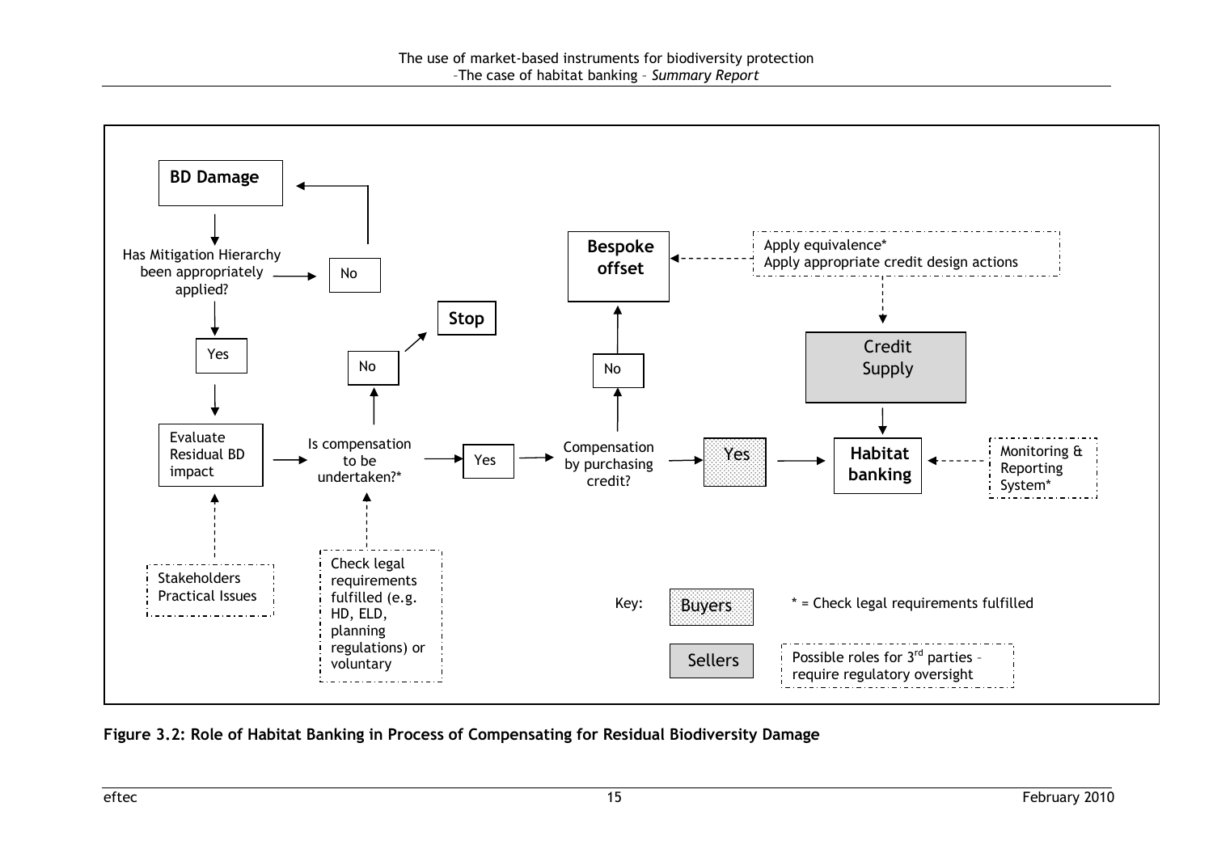BD Damage

Has Mitigation Hierarchy been appropriately applied? → No → BD Damage

Yes

Evaluate Residual BD impact

Stakeholders Practical Issues

Is compensation to be undertaken?* → No → Stop

Check legal requirements fulfilled (e.g. HD, ELD, planning regulations) or voluntary

Yes

Compensation by purchasing credit? → No → Bespoke offset

Apply equivalence*
Apply appropriate credit design actions

Yes → Habitat banking

Credit Supply

Monitoring & Reporting System*

Key: Buyers; Sellers

* = Check legal requirements fulfilled

Possible roles for 3rd parties – require regulatory oversight

**Figure 3.2: Role of Habitat Banking in Process of Compensating for Residual Biodiversity Damage**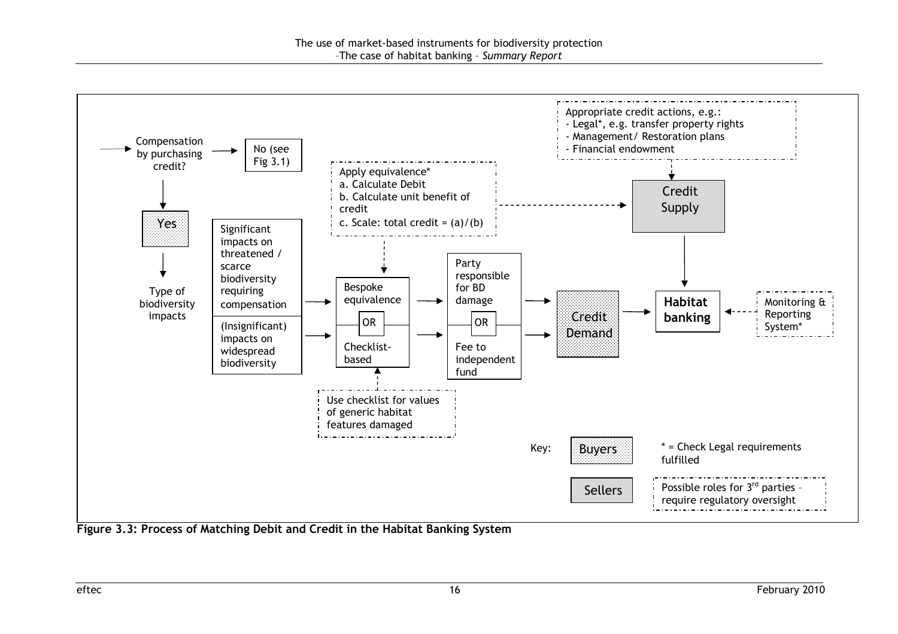Compensation by purchasing credit?

No (see Fig 3.1)

Yes

Type of biodiversity impacts

Significant impacts on threatened / scarce biodiversity requiring compensation

(Insignificant) impacts on widespread biodiversity

Apply equivalence*
a. Calculate Debit
b. Calculate unit benefit of credit
c. Scale: total credit = (a)/(b)

Bespoke equivalence

OR

Checklist-based

Use checklist for values of generic habitat features damaged

Party responsible for BD damage

OR

Fee to independent fund

Credit Demand

Appropriate credit actions, e.g.:
- Legal*, e.g. transfer property rights
- Management/ Restoration plans
- Financial endowment

Credit Supply

**Habitat banking**

Monitoring & Reporting System*

Key: Buyers | Sellers

* = Check Legal requirements fulfilled

Possible roles for 3rd parties – require regulatory oversight

**Figure 3.3: Process of Matching Debit and Credit in the Habitat Banking System**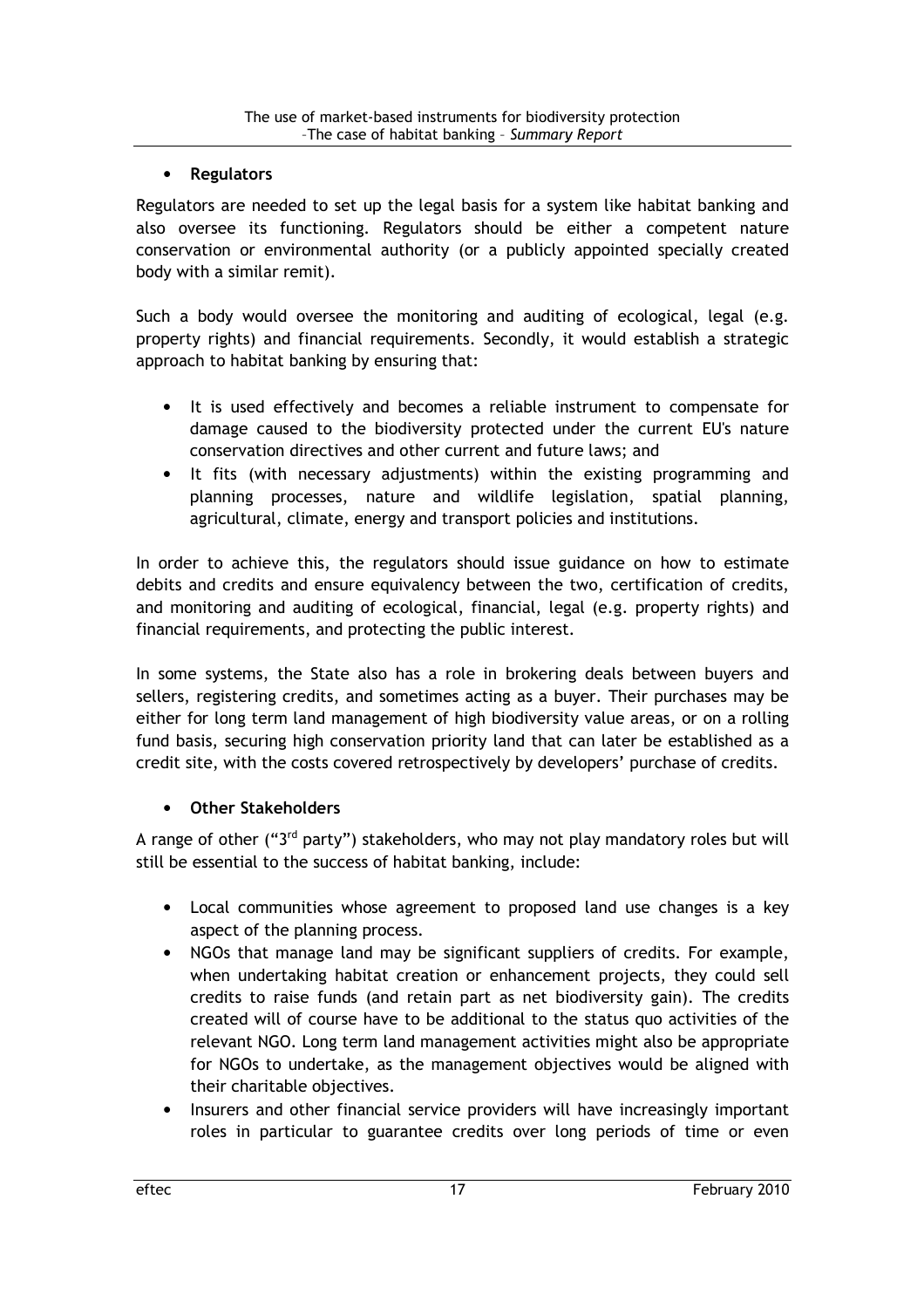- **Regulators**

Regulators are needed to set up the legal basis for a system like habitat banking and also oversee its functioning. Regulators should be either a competent nature conservation or environmental authority (or a publicly appointed specially created body with a similar remit).

Such a body would oversee the monitoring and auditing of ecological, legal (e.g. property rights) and financial requirements. Secondly, it would establish a strategic approach to habitat banking by ensuring that:

- It is used effectively and becomes a reliable instrument to compensate for damage caused to the biodiversity protected under the current EU's nature conservation directives and other current and future laws; and
- It fits (with necessary adjustments) within the existing programming and planning processes, nature and wildlife legislation, spatial planning, agricultural, climate, energy and transport policies and institutions.

In order to achieve this, the regulators should issue guidance on how to estimate debits and credits and ensure equivalency between the two, certification of credits, and monitoring and auditing of ecological, financial, legal (e.g. property rights) and financial requirements, and protecting the public interest.

In some systems, the State also has a role in brokering deals between buyers and sellers, registering credits, and sometimes acting as a buyer. Their purchases may be either for long term land management of high biodiversity value areas, or on a rolling fund basis, securing high conservation priority land that can later be established as a credit site, with the costs covered retrospectively by developers' purchase of credits.

- **Other Stakeholders**

A range of other ("3rd party") stakeholders, who may not play mandatory roles but will still be essential to the success of habitat banking, include:

- Local communities whose agreement to proposed land use changes is a key aspect of the planning process.
- NGOs that manage land may be significant suppliers of credits. For example, when undertaking habitat creation or enhancement projects, they could sell credits to raise funds (and retain part as net biodiversity gain). The credits created will of course have to be additional to the status quo activities of the relevant NGO. Long term land management activities might also be appropriate for NGOs to undertake, as the management objectives would be aligned with their charitable objectives.
- Insurers and other financial service providers will have increasingly important roles in particular to guarantee credits over long periods of time or even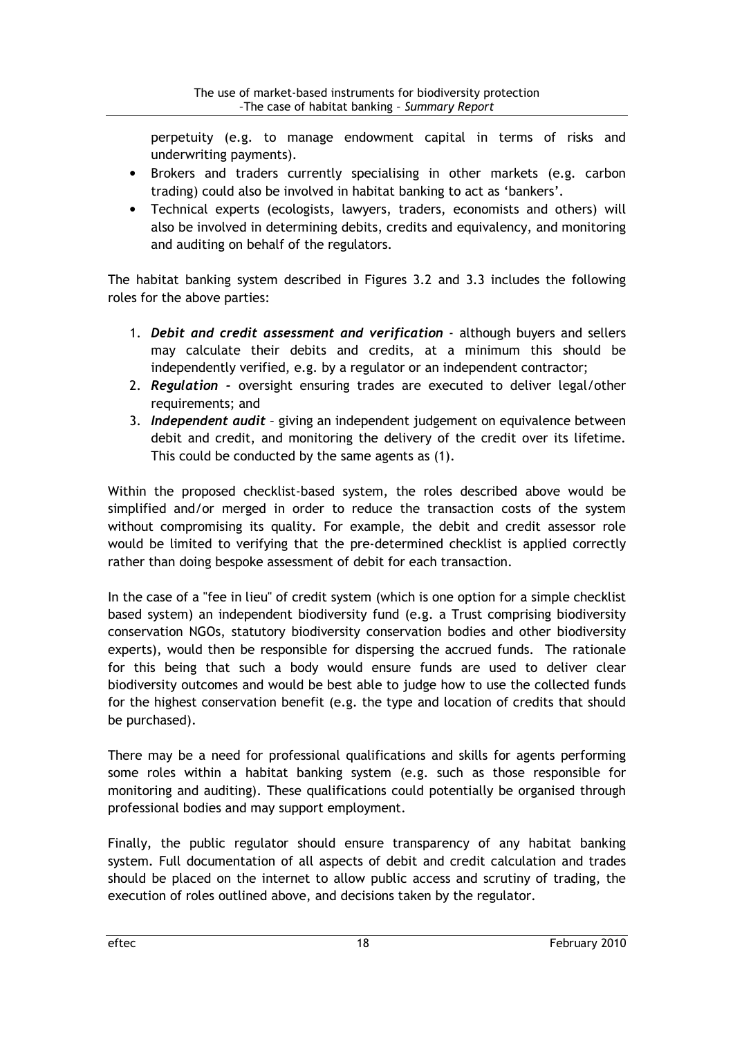perpetuity (e.g. to manage endowment capital in terms of risks and underwriting payments).

- Brokers and traders currently specialising in other markets (e.g. carbon trading) could also be involved in habitat banking to act as 'bankers'.
- Technical experts (ecologists, lawyers, traders, economists and others) will also be involved in determining debits, credits and equivalency, and monitoring and auditing on behalf of the regulators.

The habitat banking system described in Figures 3.2 and 3.3 includes the following roles for the above parties:

1. ***Debit and credit assessment and verification*** - although buyers and sellers may calculate their debits and credits, at a minimum this should be independently verified, e.g. by a regulator or an independent contractor;
2. ***Regulation -*** oversight ensuring trades are executed to deliver legal/other requirements; and
3. ***Independent audit*** – giving an independent judgement on equivalence between debit and credit, and monitoring the delivery of the credit over its lifetime. This could be conducted by the same agents as (1).

Within the proposed checklist-based system, the roles described above would be simplified and/or merged in order to reduce the transaction costs of the system without compromising its quality. For example, the debit and credit assessor role would be limited to verifying that the pre-determined checklist is applied correctly rather than doing bespoke assessment of debit for each transaction.

In the case of a "fee in lieu" of credit system (which is one option for a simple checklist based system) an independent biodiversity fund (e.g. a Trust comprising biodiversity conservation NGOs, statutory biodiversity conservation bodies and other biodiversity experts), would then be responsible for dispersing the accrued funds. The rationale for this being that such a body would ensure funds are used to deliver clear biodiversity outcomes and would be best able to judge how to use the collected funds for the highest conservation benefit (e.g. the type and location of credits that should be purchased).

There may be a need for professional qualifications and skills for agents performing some roles within a habitat banking system (e.g. such as those responsible for monitoring and auditing). These qualifications could potentially be organised through professional bodies and may support employment.

Finally, the public regulator should ensure transparency of any habitat banking system. Full documentation of all aspects of debit and credit calculation and trades should be placed on the internet to allow public access and scrutiny of trading, the execution of roles outlined above, and decisions taken by the regulator.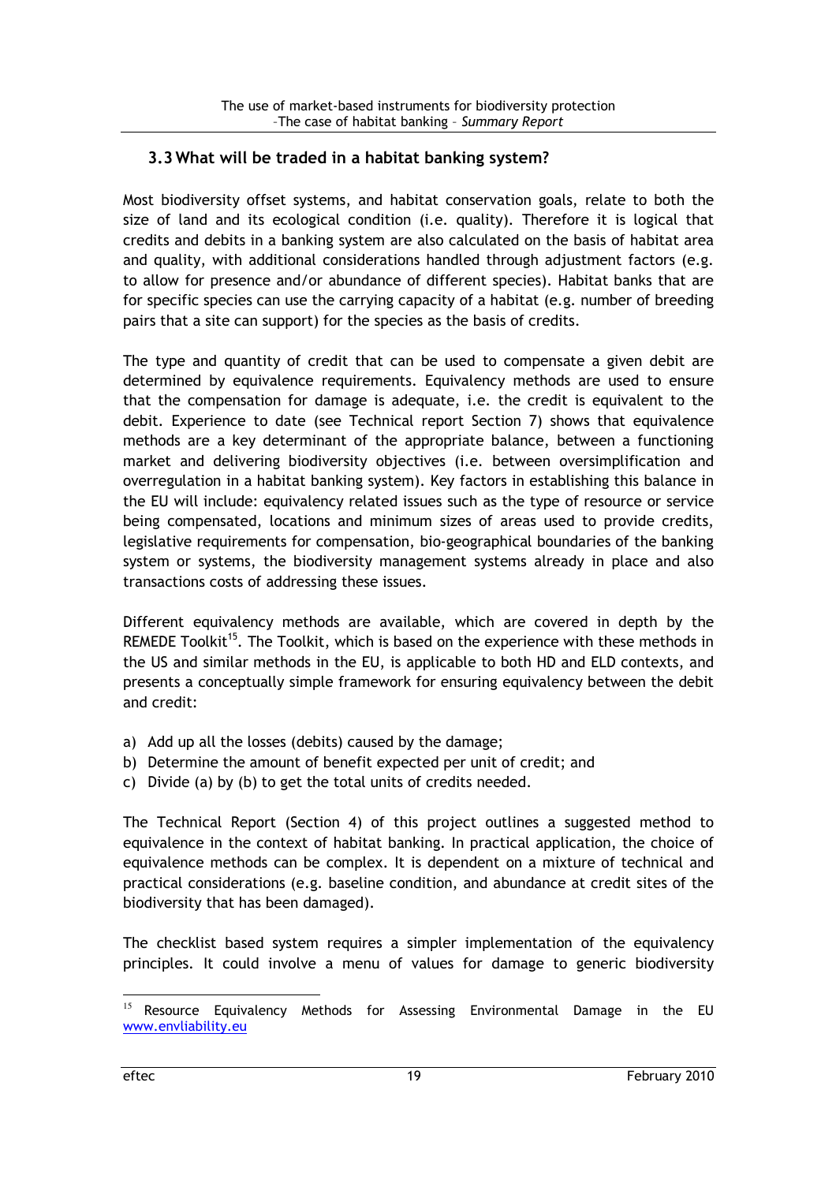### 3.3 What will be traded in a habitat banking system?

Most biodiversity offset systems, and habitat conservation goals, relate to both the size of land and its ecological condition (i.e. quality). Therefore it is logical that credits and debits in a banking system are also calculated on the basis of habitat area and quality, with additional considerations handled through adjustment factors (e.g. to allow for presence and/or abundance of different species). Habitat banks that are for specific species can use the carrying capacity of a habitat (e.g. number of breeding pairs that a site can support) for the species as the basis of credits.

The type and quantity of credit that can be used to compensate a given debit are determined by equivalence requirements. Equivalency methods are used to ensure that the compensation for damage is adequate, i.e. the credit is equivalent to the debit. Experience to date (see Technical report Section 7) shows that equivalence methods are a key determinant of the appropriate balance, between a functioning market and delivering biodiversity objectives (i.e. between oversimplification and overregulation in a habitat banking system). Key factors in establishing this balance in the EU will include: equivalency related issues such as the type of resource or service being compensated, locations and minimum sizes of areas used to provide credits, legislative requirements for compensation, bio-geographical boundaries of the banking system or systems, the biodiversity management systems already in place and also transactions costs of addressing these issues.

Different equivalency methods are available, which are covered in depth by the REMEDE Toolkit[15]. The Toolkit, which is based on the experience with these methods in the US and similar methods in the EU, is applicable to both HD and ELD contexts, and presents a conceptually simple framework for ensuring equivalency between the debit and credit:

a) Add up all the losses (debits) caused by the damage;
b) Determine the amount of benefit expected per unit of credit; and
c) Divide (a) by (b) to get the total units of credits needed.

The Technical Report (Section 4) of this project outlines a suggested method to equivalence in the context of habitat banking. In practical application, the choice of equivalence methods can be complex. It is dependent on a mixture of technical and practical considerations (e.g. baseline condition, and abundance at credit sites of the biodiversity that has been damaged).

The checklist based system requires a simpler implementation of the equivalency principles. It could involve a menu of values for damage to generic biodiversity

---

[15] Resource Equivalency Methods for Assessing Environmental Damage in the EU www.envliability.eu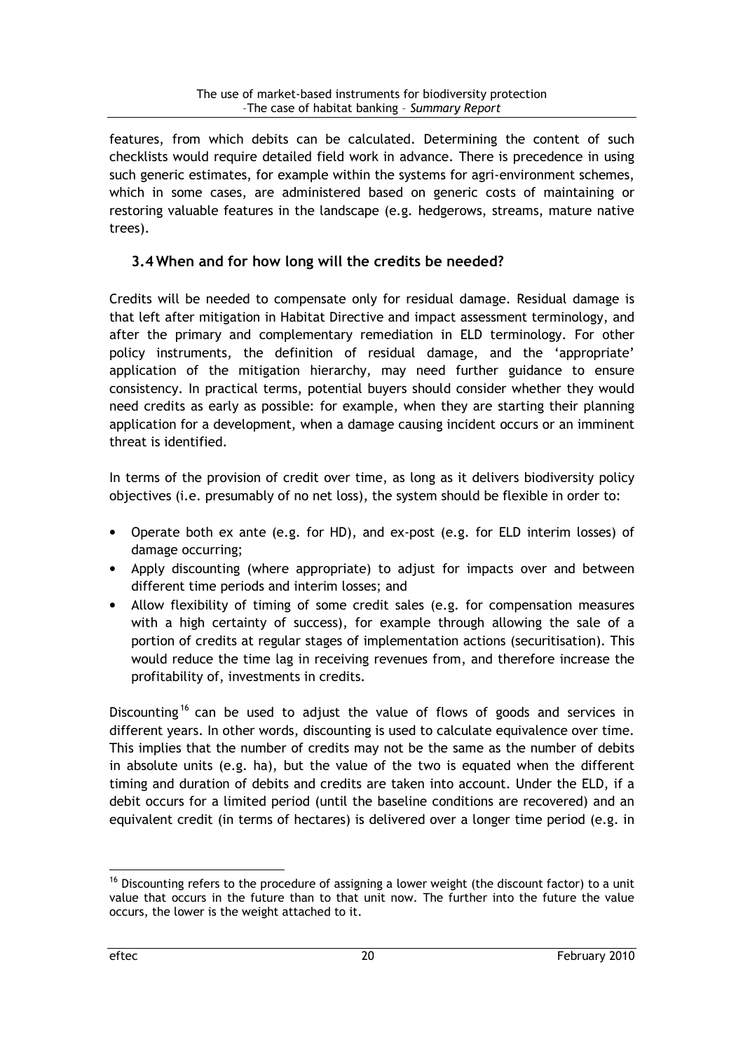features, from which debits can be calculated. Determining the content of such checklists would require detailed field work in advance. There is precedence in using such generic estimates, for example within the systems for agri-environment schemes, which in some cases, are administered based on generic costs of maintaining or restoring valuable features in the landscape (e.g. hedgerows, streams, mature native trees).

### 3.4 When and for how long will the credits be needed?

Credits will be needed to compensate only for residual damage. Residual damage is that left after mitigation in Habitat Directive and impact assessment terminology, and after the primary and complementary remediation in ELD terminology. For other policy instruments, the definition of residual damage, and the 'appropriate' application of the mitigation hierarchy, may need further guidance to ensure consistency. In practical terms, potential buyers should consider whether they would need credits as early as possible: for example, when they are starting their planning application for a development, when a damage causing incident occurs or an imminent threat is identified.

In terms of the provision of credit over time, as long as it delivers biodiversity policy objectives (i.e. presumably of no net loss), the system should be flexible in order to:

- Operate both ex ante (e.g. for HD), and ex-post (e.g. for ELD interim losses) of damage occurring;
- Apply discounting (where appropriate) to adjust for impacts over and between different time periods and interim losses; and
- Allow flexibility of timing of some credit sales (e.g. for compensation measures with a high certainty of success), for example through allowing the sale of a portion of credits at regular stages of implementation actions (securitisation). This would reduce the time lag in receiving revenues from, and therefore increase the profitability of, investments in credits.

Discounting[16] can be used to adjust the value of flows of goods and services in different years. In other words, discounting is used to calculate equivalence over time. This implies that the number of credits may not be the same as the number of debits in absolute units (e.g. ha), but the value of the two is equated when the different timing and duration of debits and credits are taken into account. Under the ELD, if a debit occurs for a limited period (until the baseline conditions are recovered) and an equivalent credit (in terms of hectares) is delivered over a longer time period (e.g. in

---

[16] Discounting refers to the procedure of assigning a lower weight (the discount factor) to a unit value that occurs in the future than to that unit now. The further into the future the value occurs, the lower is the weight attached to it.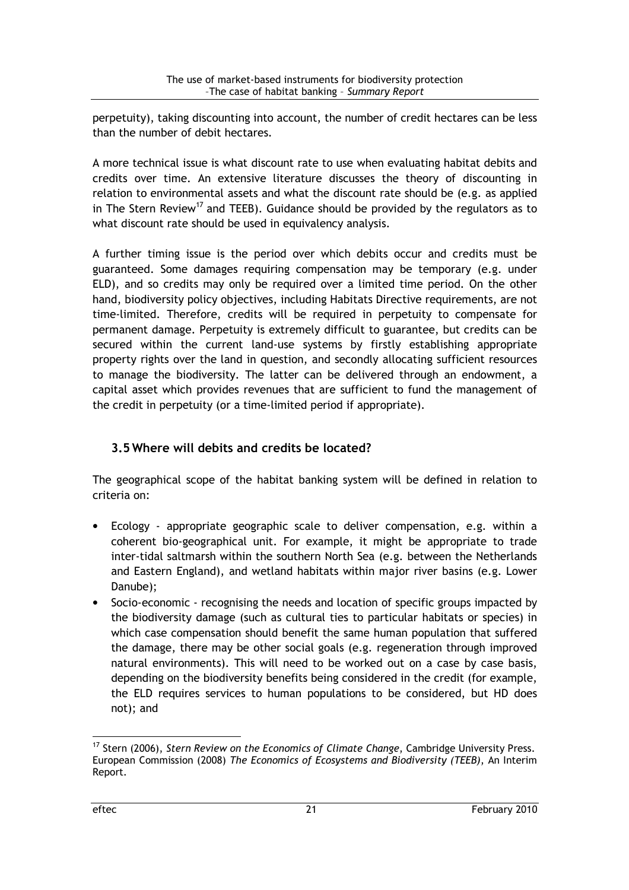perpetuity), taking discounting into account, the number of credit hectares can be less than the number of debit hectares.

A more technical issue is what discount rate to use when evaluating habitat debits and credits over time. An extensive literature discusses the theory of discounting in relation to environmental assets and what the discount rate should be (e.g. as applied in The Stern Review[17] and TEEB). Guidance should be provided by the regulators as to what discount rate should be used in equivalency analysis.

A further timing issue is the period over which debits occur and credits must be guaranteed. Some damages requiring compensation may be temporary (e.g. under ELD), and so credits may only be required over a limited time period. On the other hand, biodiversity policy objectives, including Habitats Directive requirements, are not time-limited. Therefore, credits will be required in perpetuity to compensate for permanent damage. Perpetuity is extremely difficult to guarantee, but credits can be secured within the current land-use systems by firstly establishing appropriate property rights over the land in question, and secondly allocating sufficient resources to manage the biodiversity. The latter can be delivered through an endowment, a capital asset which provides revenues that are sufficient to fund the management of the credit in perpetuity (or a time-limited period if appropriate).

## 3.5 Where will debits and credits be located?

The geographical scope of the habitat banking system will be defined in relation to criteria on:

- Ecology - appropriate geographic scale to deliver compensation, e.g. within a coherent bio-geographical unit. For example, it might be appropriate to trade inter-tidal saltmarsh within the southern North Sea (e.g. between the Netherlands and Eastern England), and wetland habitats within major river basins (e.g. Lower Danube);
- Socio-economic - recognising the needs and location of specific groups impacted by the biodiversity damage (such as cultural ties to particular habitats or species) in which case compensation should benefit the same human population that suffered the damage, there may be other social goals (e.g. regeneration through improved natural environments). This will need to be worked out on a case by case basis, depending on the biodiversity benefits being considered in the credit (for example, the ELD requires services to human populations to be considered, but HD does not); and

[17] Stern (2006), *Stern Review on the Economics of Climate Change*, Cambridge University Press. European Commission (2008) *The Economics of Ecosystems and Biodiversity (TEEB)*, An Interim Report.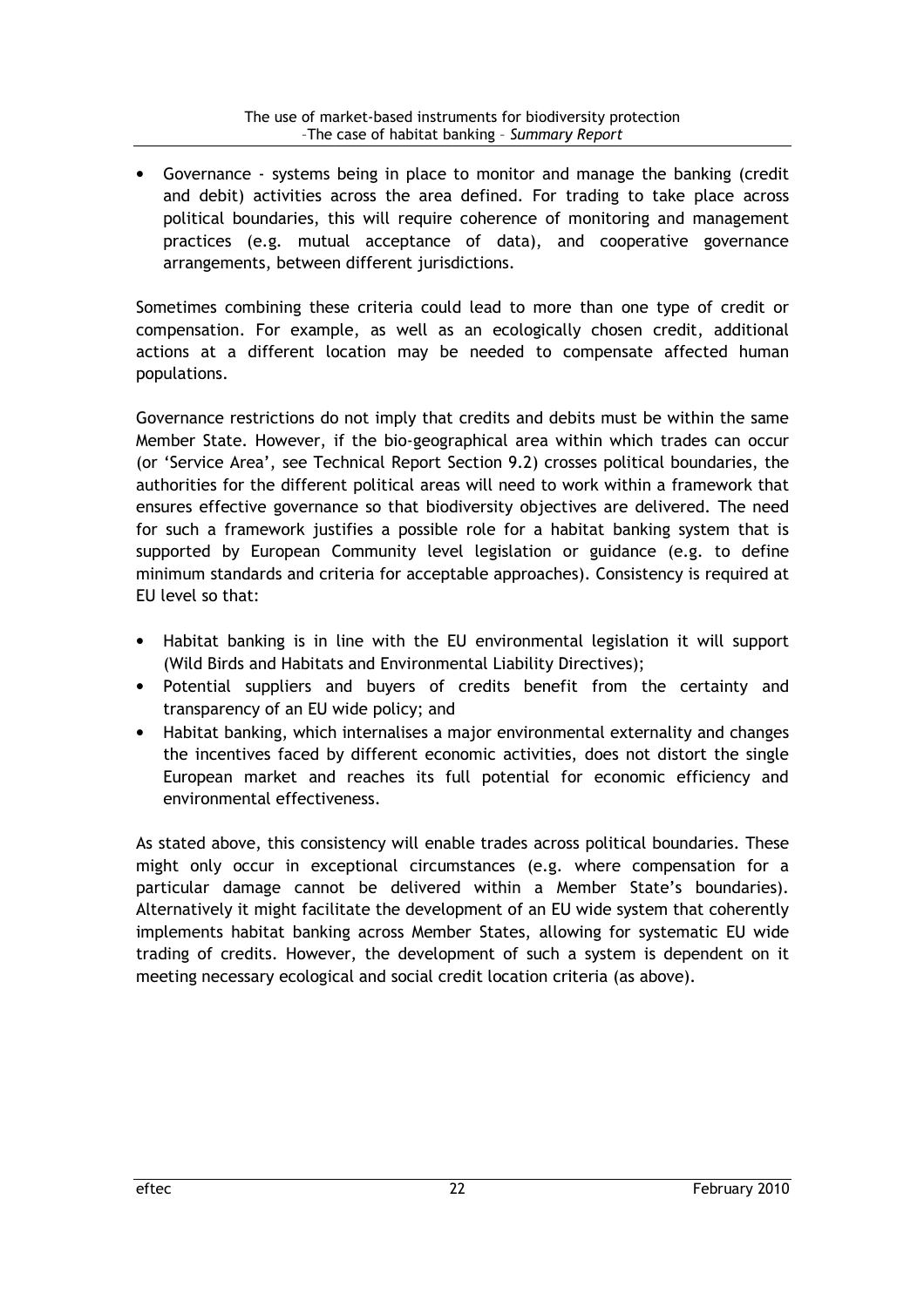- Governance - systems being in place to monitor and manage the banking (credit and debit) activities across the area defined. For trading to take place across political boundaries, this will require coherence of monitoring and management practices (e.g. mutual acceptance of data), and cooperative governance arrangements, between different jurisdictions.

Sometimes combining these criteria could lead to more than one type of credit or compensation. For example, as well as an ecologically chosen credit, additional actions at a different location may be needed to compensate affected human populations.

Governance restrictions do not imply that credits and debits must be within the same Member State. However, if the bio-geographical area within which trades can occur (or 'Service Area', see Technical Report Section 9.2) crosses political boundaries, the authorities for the different political areas will need to work within a framework that ensures effective governance so that biodiversity objectives are delivered. The need for such a framework justifies a possible role for a habitat banking system that is supported by European Community level legislation or guidance (e.g. to define minimum standards and criteria for acceptable approaches). Consistency is required at EU level so that:

- Habitat banking is in line with the EU environmental legislation it will support (Wild Birds and Habitats and Environmental Liability Directives);
- Potential suppliers and buyers of credits benefit from the certainty and transparency of an EU wide policy; and
- Habitat banking, which internalises a major environmental externality and changes the incentives faced by different economic activities, does not distort the single European market and reaches its full potential for economic efficiency and environmental effectiveness.

As stated above, this consistency will enable trades across political boundaries. These might only occur in exceptional circumstances (e.g. where compensation for a particular damage cannot be delivered within a Member State's boundaries). Alternatively it might facilitate the development of an EU wide system that coherently implements habitat banking across Member States, allowing for systematic EU wide trading of credits. However, the development of such a system is dependent on it meeting necessary ecological and social credit location criteria (as above).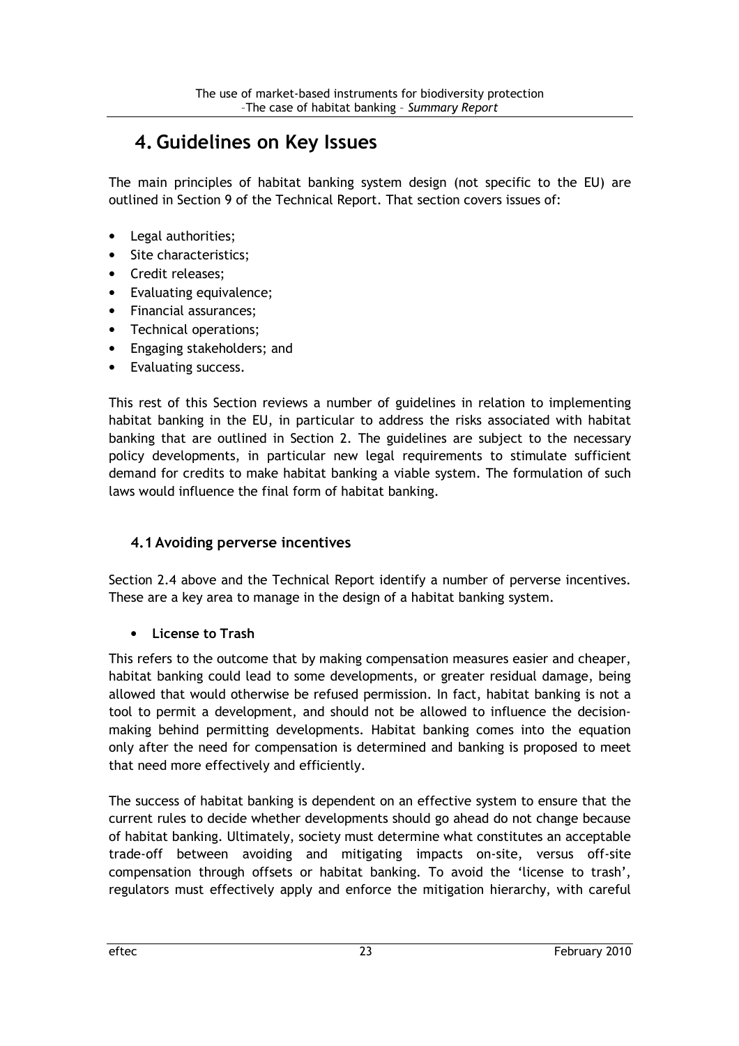# 4. Guidelines on Key Issues

The main principles of habitat banking system design (not specific to the EU) are outlined in Section 9 of the Technical Report. That section covers issues of:

- Legal authorities;
- Site characteristics;
- Credit releases;
- Evaluating equivalence;
- Financial assurances;
- Technical operations;
- Engaging stakeholders; and
- Evaluating success.

This rest of this Section reviews a number of guidelines in relation to implementing habitat banking in the EU, in particular to address the risks associated with habitat banking that are outlined in Section 2. The guidelines are subject to the necessary policy developments, in particular new legal requirements to stimulate sufficient demand for credits to make habitat banking a viable system. The formulation of such laws would influence the final form of habitat banking.

## 4.1 Avoiding perverse incentives

Section 2.4 above and the Technical Report identify a number of perverse incentives. These are a key area to manage in the design of a habitat banking system.

- **License to Trash**

This refers to the outcome that by making compensation measures easier and cheaper, habitat banking could lead to some developments, or greater residual damage, being allowed that would otherwise be refused permission. In fact, habitat banking is not a tool to permit a development, and should not be allowed to influence the decision-making behind permitting developments. Habitat banking comes into the equation only after the need for compensation is determined and banking is proposed to meet that need more effectively and efficiently.

The success of habitat banking is dependent on an effective system to ensure that the current rules to decide whether developments should go ahead do not change because of habitat banking. Ultimately, society must determine what constitutes an acceptable trade-off between avoiding and mitigating impacts on-site, versus off-site compensation through offsets or habitat banking. To avoid the 'license to trash', regulators must effectively apply and enforce the mitigation hierarchy, with careful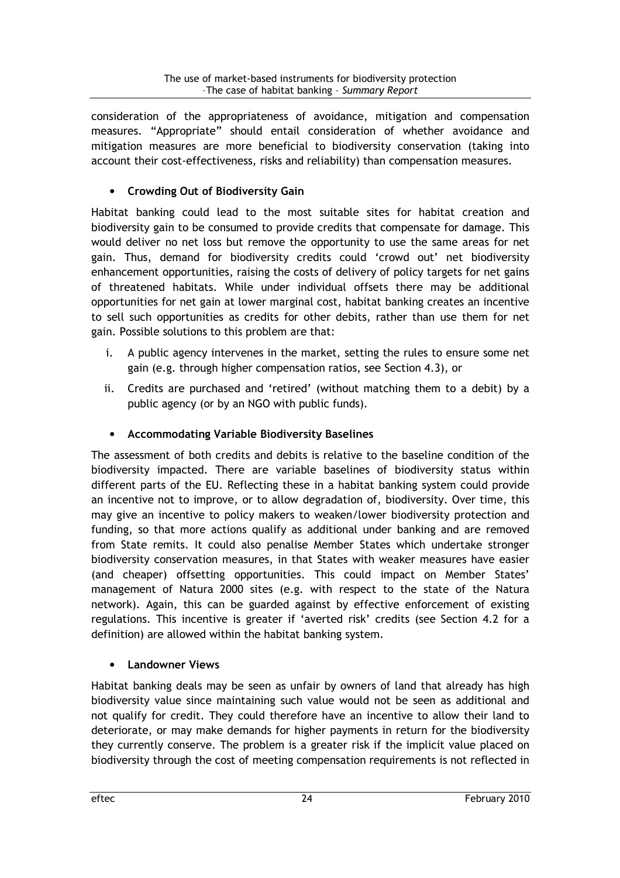consideration of the appropriateness of avoidance, mitigation and compensation measures. "Appropriate" should entail consideration of whether avoidance and mitigation measures are more beneficial to biodiversity conservation (taking into account their cost-effectiveness, risks and reliability) than compensation measures.

- **Crowding Out of Biodiversity Gain**

Habitat banking could lead to the most suitable sites for habitat creation and biodiversity gain to be consumed to provide credits that compensate for damage. This would deliver no net loss but remove the opportunity to use the same areas for net gain. Thus, demand for biodiversity credits could 'crowd out' net biodiversity enhancement opportunities, raising the costs of delivery of policy targets for net gains of threatened habitats. While under individual offsets there may be additional opportunities for net gain at lower marginal cost, habitat banking creates an incentive to sell such opportunities as credits for other debits, rather than use them for net gain. Possible solutions to this problem are that:

i. A public agency intervenes in the market, setting the rules to ensure some net gain (e.g. through higher compensation ratios, see Section 4.3), or

ii. Credits are purchased and 'retired' (without matching them to a debit) by a public agency (or by an NGO with public funds).

- **Accommodating Variable Biodiversity Baselines**

The assessment of both credits and debits is relative to the baseline condition of the biodiversity impacted. There are variable baselines of biodiversity status within different parts of the EU. Reflecting these in a habitat banking system could provide an incentive not to improve, or to allow degradation of, biodiversity. Over time, this may give an incentive to policy makers to weaken/lower biodiversity protection and funding, so that more actions qualify as additional under banking and are removed from State remits. It could also penalise Member States which undertake stronger biodiversity conservation measures, in that States with weaker measures have easier (and cheaper) offsetting opportunities. This could impact on Member States' management of Natura 2000 sites (e.g. with respect to the state of the Natura network). Again, this can be guarded against by effective enforcement of existing regulations. This incentive is greater if 'averted risk' credits (see Section 4.2 for a definition) are allowed within the habitat banking system.

- **Landowner Views**

Habitat banking deals may be seen as unfair by owners of land that already has high biodiversity value since maintaining such value would not be seen as additional and not qualify for credit. They could therefore have an incentive to allow their land to deteriorate, or may make demands for higher payments in return for the biodiversity they currently conserve. The problem is a greater risk if the implicit value placed on biodiversity through the cost of meeting compensation requirements is not reflected in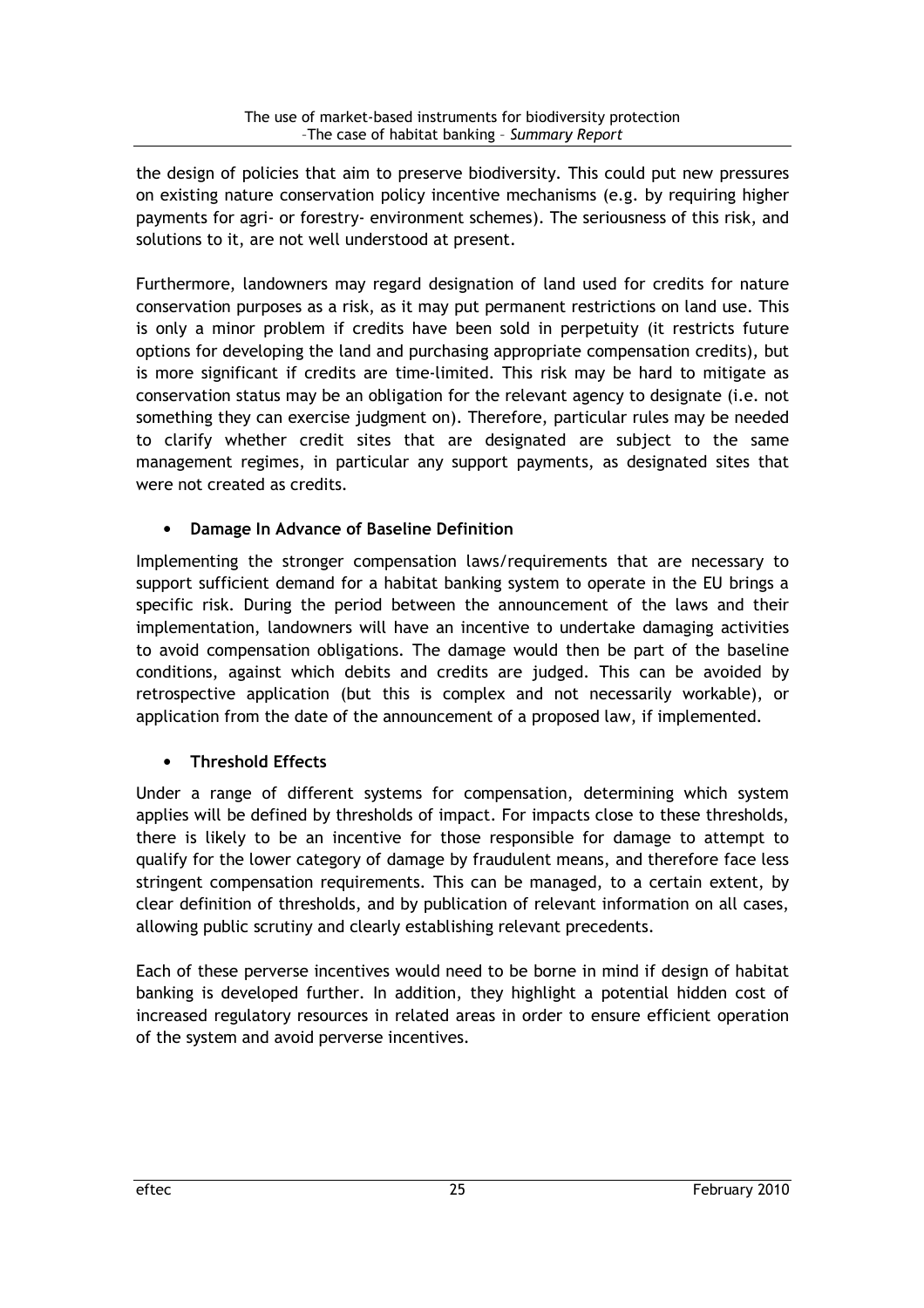the design of policies that aim to preserve biodiversity. This could put new pressures on existing nature conservation policy incentive mechanisms (e.g. by requiring higher payments for agri- or forestry- environment schemes). The seriousness of this risk, and solutions to it, are not well understood at present.

Furthermore, landowners may regard designation of land used for credits for nature conservation purposes as a risk, as it may put permanent restrictions on land use. This is only a minor problem if credits have been sold in perpetuity (it restricts future options for developing the land and purchasing appropriate compensation credits), but is more significant if credits are time-limited. This risk may be hard to mitigate as conservation status may be an obligation for the relevant agency to designate (i.e. not something they can exercise judgment on). Therefore, particular rules may be needed to clarify whether credit sites that are designated are subject to the same management regimes, in particular any support payments, as designated sites that were not created as credits.

- **Damage In Advance of Baseline Definition**

Implementing the stronger compensation laws/requirements that are necessary to support sufficient demand for a habitat banking system to operate in the EU brings a specific risk. During the period between the announcement of the laws and their implementation, landowners will have an incentive to undertake damaging activities to avoid compensation obligations. The damage would then be part of the baseline conditions, against which debits and credits are judged. This can be avoided by retrospective application (but this is complex and not necessarily workable), or application from the date of the announcement of a proposed law, if implemented.

- **Threshold Effects**

Under a range of different systems for compensation, determining which system applies will be defined by thresholds of impact. For impacts close to these thresholds, there is likely to be an incentive for those responsible for damage to attempt to qualify for the lower category of damage by fraudulent means, and therefore face less stringent compensation requirements. This can be managed, to a certain extent, by clear definition of thresholds, and by publication of relevant information on all cases, allowing public scrutiny and clearly establishing relevant precedents.

Each of these perverse incentives would need to be borne in mind if design of habitat banking is developed further. In addition, they highlight a potential hidden cost of increased regulatory resources in related areas in order to ensure efficient operation of the system and avoid perverse incentives.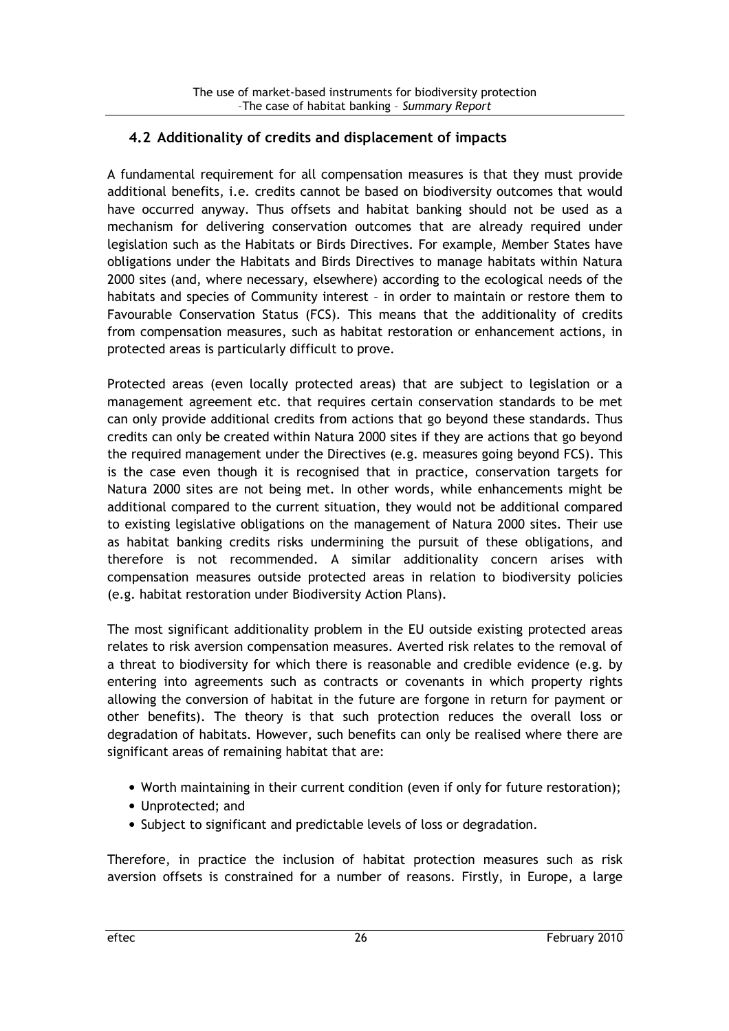## 4.2 Additionality of credits and displacement of impacts

A fundamental requirement for all compensation measures is that they must provide additional benefits, i.e. credits cannot be based on biodiversity outcomes that would have occurred anyway. Thus offsets and habitat banking should not be used as a mechanism for delivering conservation outcomes that are already required under legislation such as the Habitats or Birds Directives. For example, Member States have obligations under the Habitats and Birds Directives to manage habitats within Natura 2000 sites (and, where necessary, elsewhere) according to the ecological needs of the habitats and species of Community interest – in order to maintain or restore them to Favourable Conservation Status (FCS). This means that the additionality of credits from compensation measures, such as habitat restoration or enhancement actions, in protected areas is particularly difficult to prove.

Protected areas (even locally protected areas) that are subject to legislation or a management agreement etc. that requires certain conservation standards to be met can only provide additional credits from actions that go beyond these standards. Thus credits can only be created within Natura 2000 sites if they are actions that go beyond the required management under the Directives (e.g. measures going beyond FCS). This is the case even though it is recognised that in practice, conservation targets for Natura 2000 sites are not being met. In other words, while enhancements might be additional compared to the current situation, they would not be additional compared to existing legislative obligations on the management of Natura 2000 sites. Their use as habitat banking credits risks undermining the pursuit of these obligations, and therefore is not recommended. A similar additionality concern arises with compensation measures outside protected areas in relation to biodiversity policies (e.g. habitat restoration under Biodiversity Action Plans).

The most significant additionality problem in the EU outside existing protected areas relates to risk aversion compensation measures. Averted risk relates to the removal of a threat to biodiversity for which there is reasonable and credible evidence (e.g. by entering into agreements such as contracts or covenants in which property rights allowing the conversion of habitat in the future are forgone in return for payment or other benefits). The theory is that such protection reduces the overall loss or degradation of habitats. However, such benefits can only be realised where there are significant areas of remaining habitat that are:

- Worth maintaining in their current condition (even if only for future restoration);
- Unprotected; and
- Subject to significant and predictable levels of loss or degradation.

Therefore, in practice the inclusion of habitat protection measures such as risk aversion offsets is constrained for a number of reasons. Firstly, in Europe, a large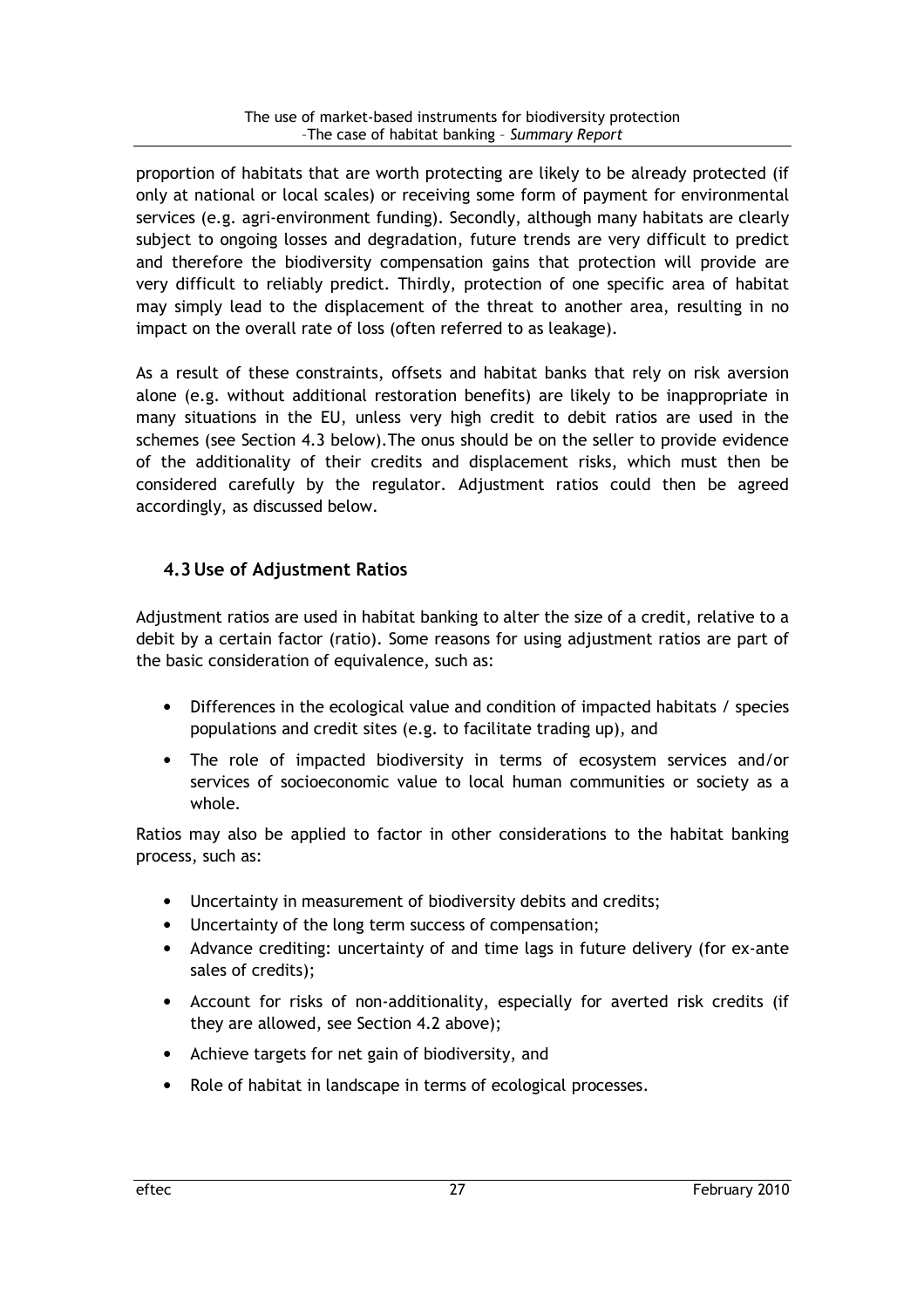proportion of habitats that are worth protecting are likely to be already protected (if only at national or local scales) or receiving some form of payment for environmental services (e.g. agri-environment funding). Secondly, although many habitats are clearly subject to ongoing losses and degradation, future trends are very difficult to predict and therefore the biodiversity compensation gains that protection will provide are very difficult to reliably predict. Thirdly, protection of one specific area of habitat may simply lead to the displacement of the threat to another area, resulting in no impact on the overall rate of loss (often referred to as leakage).

As a result of these constraints, offsets and habitat banks that rely on risk aversion alone (e.g. without additional restoration benefits) are likely to be inappropriate in many situations in the EU, unless very high credit to debit ratios are used in the schemes (see Section 4.3 below).The onus should be on the seller to provide evidence of the additionality of their credits and displacement risks, which must then be considered carefully by the regulator. Adjustment ratios could then be agreed accordingly, as discussed below.

## 4.3 Use of Adjustment Ratios

Adjustment ratios are used in habitat banking to alter the size of a credit, relative to a debit by a certain factor (ratio). Some reasons for using adjustment ratios are part of the basic consideration of equivalence, such as:

- Differences in the ecological value and condition of impacted habitats / species populations and credit sites (e.g. to facilitate trading up), and
- The role of impacted biodiversity in terms of ecosystem services and/or services of socioeconomic value to local human communities or society as a whole.

Ratios may also be applied to factor in other considerations to the habitat banking process, such as:

- Uncertainty in measurement of biodiversity debits and credits;
- Uncertainty of the long term success of compensation;
- Advance crediting: uncertainty of and time lags in future delivery (for ex-ante sales of credits);
- Account for risks of non-additionality, especially for averted risk credits (if they are allowed, see Section 4.2 above);
- Achieve targets for net gain of biodiversity, and
- Role of habitat in landscape in terms of ecological processes.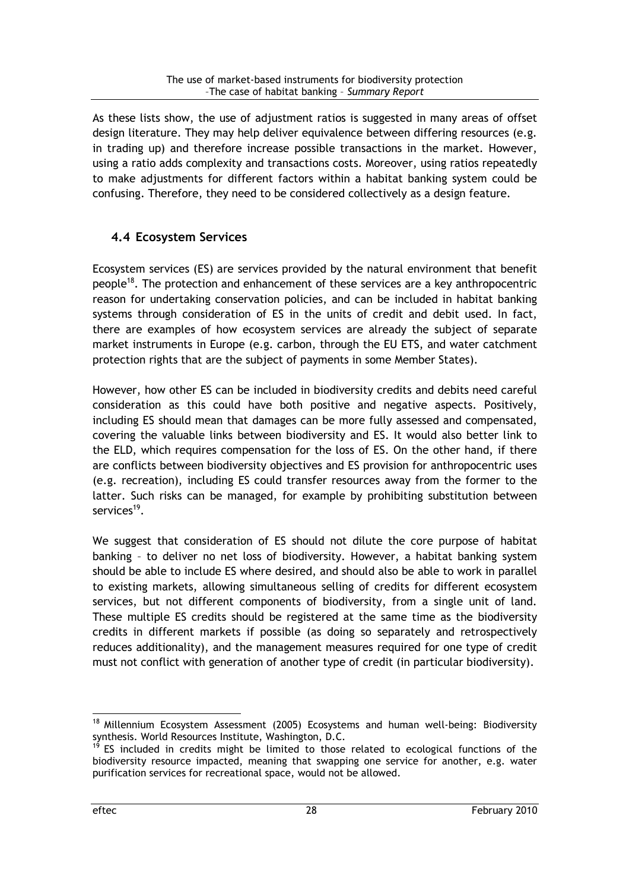As these lists show, the use of adjustment ratios is suggested in many areas of offset design literature. They may help deliver equivalence between differing resources (e.g. in trading up) and therefore increase possible transactions in the market. However, using a ratio adds complexity and transactions costs. Moreover, using ratios repeatedly to make adjustments for different factors within a habitat banking system could be confusing. Therefore, they need to be considered collectively as a design feature.

## 4.4 Ecosystem Services

Ecosystem services (ES) are services provided by the natural environment that benefit people[18]. The protection and enhancement of these services are a key anthropocentric reason for undertaking conservation policies, and can be included in habitat banking systems through consideration of ES in the units of credit and debit used. In fact, there are examples of how ecosystem services are already the subject of separate market instruments in Europe (e.g. carbon, through the EU ETS, and water catchment protection rights that are the subject of payments in some Member States).

However, how other ES can be included in biodiversity credits and debits need careful consideration as this could have both positive and negative aspects. Positively, including ES should mean that damages can be more fully assessed and compensated, covering the valuable links between biodiversity and ES. It would also better link to the ELD, which requires compensation for the loss of ES. On the other hand, if there are conflicts between biodiversity objectives and ES provision for anthropocentric uses (e.g. recreation), including ES could transfer resources away from the former to the latter. Such risks can be managed, for example by prohibiting substitution between services[19].

We suggest that consideration of ES should not dilute the core purpose of habitat banking – to deliver no net loss of biodiversity. However, a habitat banking system should be able to include ES where desired, and should also be able to work in parallel to existing markets, allowing simultaneous selling of credits for different ecosystem services, but not different components of biodiversity, from a single unit of land. These multiple ES credits should be registered at the same time as the biodiversity credits in different markets if possible (as doing so separately and retrospectively reduces additionality), and the management measures required for one type of credit must not conflict with generation of another type of credit (in particular biodiversity).

---

[18] Millennium Ecosystem Assessment (2005) Ecosystems and human well-being: Biodiversity synthesis. World Resources Institute, Washington, D.C.

[19] ES included in credits might be limited to those related to ecological functions of the biodiversity resource impacted, meaning that swapping one service for another, e.g. water purification services for recreational space, would not be allowed.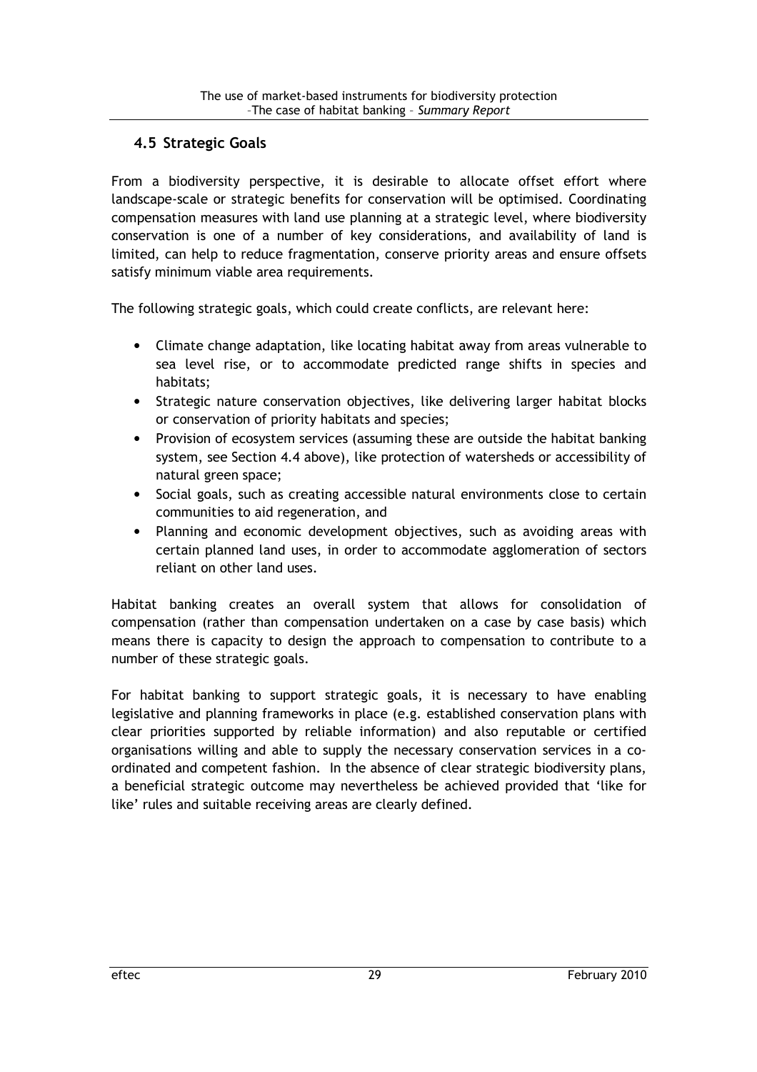## 4.5 Strategic Goals

From a biodiversity perspective, it is desirable to allocate offset effort where landscape-scale or strategic benefits for conservation will be optimised. Coordinating compensation measures with land use planning at a strategic level, where biodiversity conservation is one of a number of key considerations, and availability of land is limited, can help to reduce fragmentation, conserve priority areas and ensure offsets satisfy minimum viable area requirements.

The following strategic goals, which could create conflicts, are relevant here:

- Climate change adaptation, like locating habitat away from areas vulnerable to sea level rise, or to accommodate predicted range shifts in species and habitats;
- Strategic nature conservation objectives, like delivering larger habitat blocks or conservation of priority habitats and species;
- Provision of ecosystem services (assuming these are outside the habitat banking system, see Section 4.4 above), like protection of watersheds or accessibility of natural green space;
- Social goals, such as creating accessible natural environments close to certain communities to aid regeneration, and
- Planning and economic development objectives, such as avoiding areas with certain planned land uses, in order to accommodate agglomeration of sectors reliant on other land uses.

Habitat banking creates an overall system that allows for consolidation of compensation (rather than compensation undertaken on a case by case basis) which means there is capacity to design the approach to compensation to contribute to a number of these strategic goals.

For habitat banking to support strategic goals, it is necessary to have enabling legislative and planning frameworks in place (e.g. established conservation plans with clear priorities supported by reliable information) and also reputable or certified organisations willing and able to supply the necessary conservation services in a co-ordinated and competent fashion. In the absence of clear strategic biodiversity plans, a beneficial strategic outcome may nevertheless be achieved provided that 'like for like' rules and suitable receiving areas are clearly defined.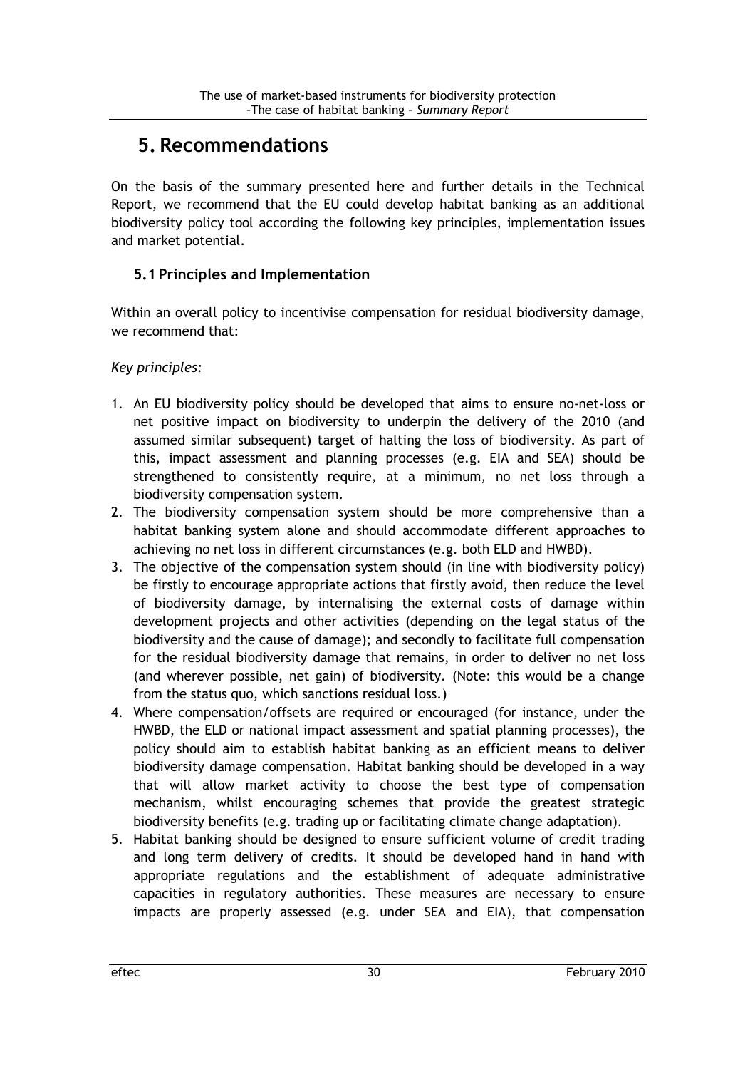# 5. Recommendations

On the basis of the summary presented here and further details in the Technical Report, we recommend that the EU could develop habitat banking as an additional biodiversity policy tool according the following key principles, implementation issues and market potential.

## 5.1 Principles and Implementation

Within an overall policy to incentivise compensation for residual biodiversity damage, we recommend that:

*Key principles:*

1. An EU biodiversity policy should be developed that aims to ensure no-net-loss or net positive impact on biodiversity to underpin the delivery of the 2010 (and assumed similar subsequent) target of halting the loss of biodiversity. As part of this, impact assessment and planning processes (e.g. EIA and SEA) should be strengthened to consistently require, at a minimum, no net loss through a biodiversity compensation system.
2. The biodiversity compensation system should be more comprehensive than a habitat banking system alone and should accommodate different approaches to achieving no net loss in different circumstances (e.g. both ELD and HWBD).
3. The objective of the compensation system should (in line with biodiversity policy) be firstly to encourage appropriate actions that firstly avoid, then reduce the level of biodiversity damage, by internalising the external costs of damage within development projects and other activities (depending on the legal status of the biodiversity and the cause of damage); and secondly to facilitate full compensation for the residual biodiversity damage that remains, in order to deliver no net loss (and wherever possible, net gain) of biodiversity. (Note: this would be a change from the status quo, which sanctions residual loss.)
4. Where compensation/offsets are required or encouraged (for instance, under the HWBD, the ELD or national impact assessment and spatial planning processes), the policy should aim to establish habitat banking as an efficient means to deliver biodiversity damage compensation. Habitat banking should be developed in a way that will allow market activity to choose the best type of compensation mechanism, whilst encouraging schemes that provide the greatest strategic biodiversity benefits (e.g. trading up or facilitating climate change adaptation).
5. Habitat banking should be designed to ensure sufficient volume of credit trading and long term delivery of credits. It should be developed hand in hand with appropriate regulations and the establishment of adequate administrative capacities in regulatory authorities. These measures are necessary to ensure impacts are properly assessed (e.g. under SEA and EIA), that compensation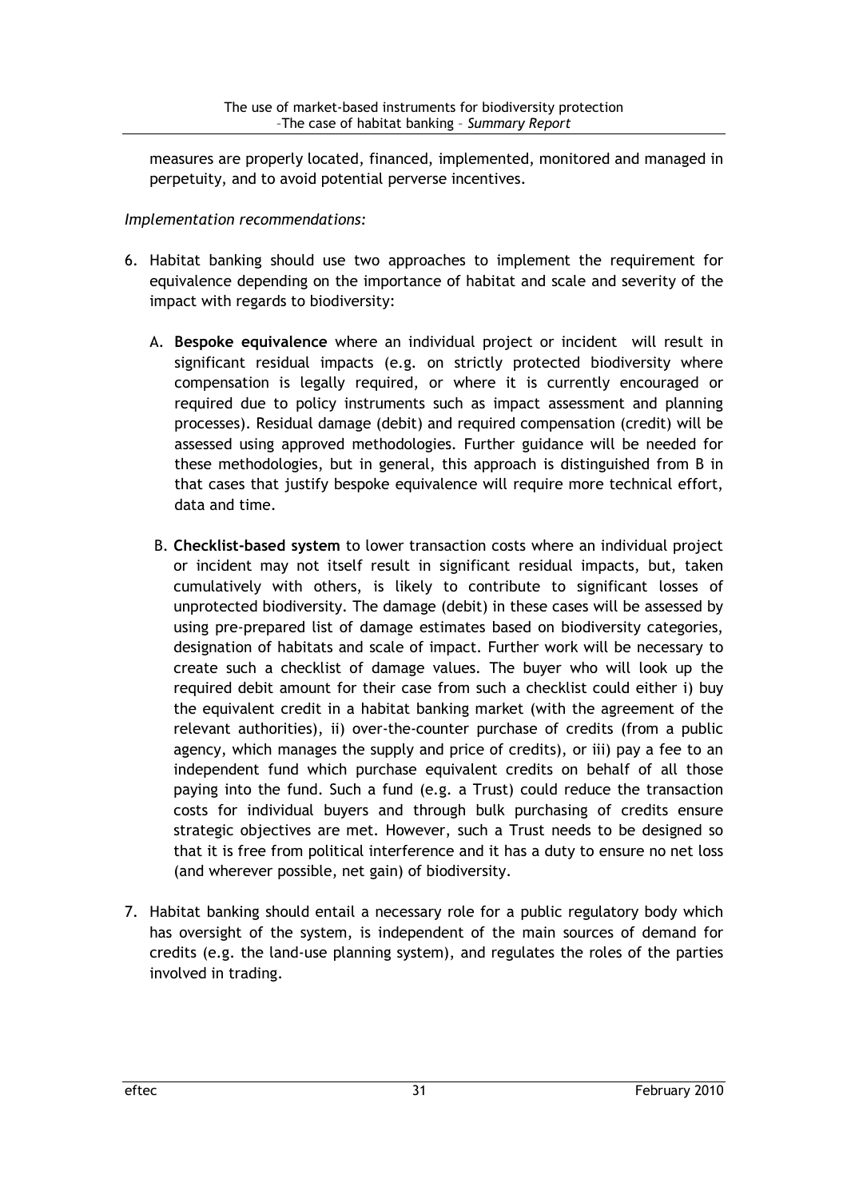measures are properly located, financed, implemented, monitored and managed in perpetuity, and to avoid potential perverse incentives.

*Implementation recommendations:*

6. Habitat banking should use two approaches to implement the requirement for equivalence depending on the importance of habitat and scale and severity of the impact with regards to biodiversity:

   A. **Bespoke equivalence** where an individual project or incident will result in significant residual impacts (e.g. on strictly protected biodiversity where compensation is legally required, or where it is currently encouraged or required due to policy instruments such as impact assessment and planning processes). Residual damage (debit) and required compensation (credit) will be assessed using approved methodologies. Further guidance will be needed for these methodologies, but in general, this approach is distinguished from B in that cases that justify bespoke equivalence will require more technical effort, data and time.

   B. **Checklist-based system** to lower transaction costs where an individual project or incident may not itself result in significant residual impacts, but, taken cumulatively with others, is likely to contribute to significant losses of unprotected biodiversity. The damage (debit) in these cases will be assessed by using pre-prepared list of damage estimates based on biodiversity categories, designation of habitats and scale of impact. Further work will be necessary to create such a checklist of damage values. The buyer who will look up the required debit amount for their case from such a checklist could either i) buy the equivalent credit in a habitat banking market (with the agreement of the relevant authorities), ii) over-the-counter purchase of credits (from a public agency, which manages the supply and price of credits), or iii) pay a fee to an independent fund which purchase equivalent credits on behalf of all those paying into the fund. Such a fund (e.g. a Trust) could reduce the transaction costs for individual buyers and through bulk purchasing of credits ensure strategic objectives are met. However, such a Trust needs to be designed so that it is free from political interference and it has a duty to ensure no net loss (and wherever possible, net gain) of biodiversity.

7. Habitat banking should entail a necessary role for a public regulatory body which has oversight of the system, is independent of the main sources of demand for credits (e.g. the land-use planning system), and regulates the roles of the parties involved in trading.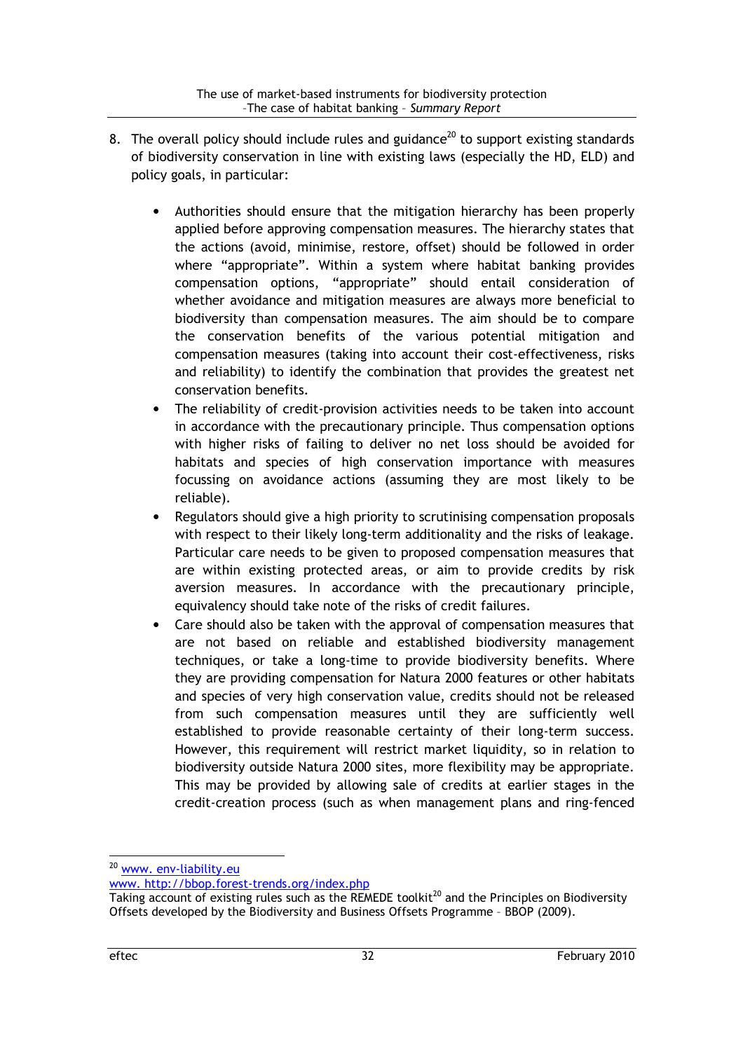8. The overall policy should include rules and guidance[20] to support existing standards of biodiversity conservation in line with existing laws (especially the HD, ELD) and policy goals, in particular:

   - Authorities should ensure that the mitigation hierarchy has been properly applied before approving compensation measures. The hierarchy states that the actions (avoid, minimise, restore, offset) should be followed in order where “appropriate”. Within a system where habitat banking provides compensation options, “appropriate” should entail consideration of whether avoidance and mitigation measures are always more beneficial to biodiversity than compensation measures. The aim should be to compare the conservation benefits of the various potential mitigation and compensation measures (taking into account their cost-effectiveness, risks and reliability) to identify the combination that provides the greatest net conservation benefits.
   - The reliability of credit-provision activities needs to be taken into account in accordance with the precautionary principle. Thus compensation options with higher risks of failing to deliver no net loss should be avoided for habitats and species of high conservation importance with measures focussing on avoidance actions (assuming they are most likely to be reliable).
   - Regulators should give a high priority to scrutinising compensation proposals with respect to their likely long-term additionality and the risks of leakage. Particular care needs to be given to proposed compensation measures that are within existing protected areas, or aim to provide credits by risk aversion measures. In accordance with the precautionary principle, equivalency should take note of the risks of credit failures.
   - Care should also be taken with the approval of compensation measures that are not based on reliable and established biodiversity management techniques, or take a long-time to provide biodiversity benefits. Where they are providing compensation for Natura 2000 features or other habitats and species of very high conservation value, credits should not be released from such compensation measures until they are sufficiently well established to provide reasonable certainty of their long-term success. However, this requirement will restrict market liquidity, so in relation to biodiversity outside Natura 2000 sites, more flexibility may be appropriate. This may be provided by allowing sale of credits at earlier stages in the credit-creation process (such as when management plans and ring-fenced

---

[20] www. env-liability.eu
www. http://bbop.forest-trends.org/index.php
Taking account of existing rules such as the REMEDE toolkit[20] and the Principles on Biodiversity Offsets developed by the Biodiversity and Business Offsets Programme – BBOP (2009).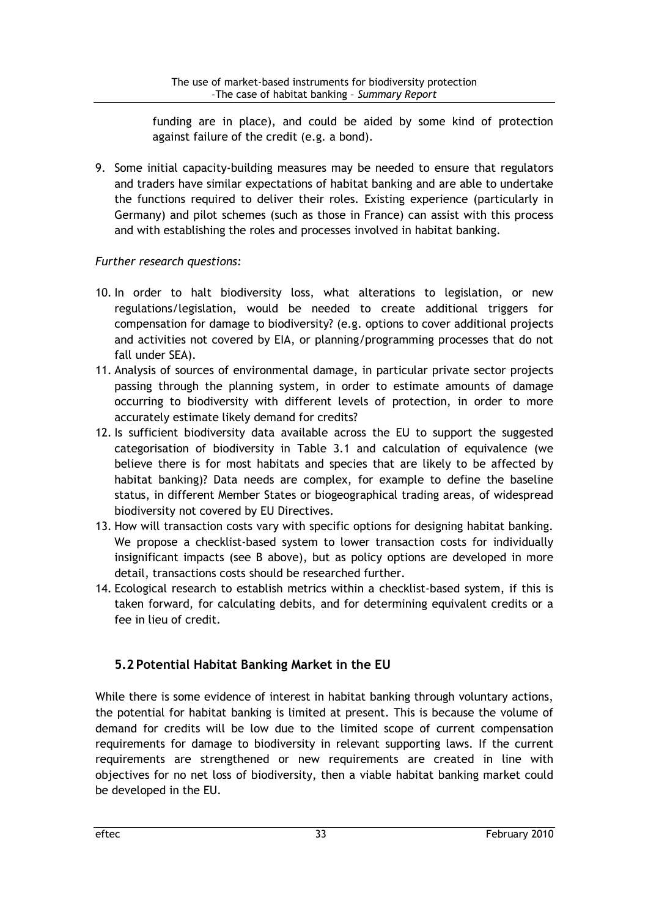funding are in place), and could be aided by some kind of protection against failure of the credit (e.g. a bond).

9. Some initial capacity-building measures may be needed to ensure that regulators and traders have similar expectations of habitat banking and are able to undertake the functions required to deliver their roles. Existing experience (particularly in Germany) and pilot schemes (such as those in France) can assist with this process and with establishing the roles and processes involved in habitat banking.

*Further research questions:*

10. In order to halt biodiversity loss, what alterations to legislation, or new regulations/legislation, would be needed to create additional triggers for compensation for damage to biodiversity? (e.g. options to cover additional projects and activities not covered by EIA, or planning/programming processes that do not fall under SEA).
11. Analysis of sources of environmental damage, in particular private sector projects passing through the planning system, in order to estimate amounts of damage occurring to biodiversity with different levels of protection, in order to more accurately estimate likely demand for credits?
12. Is sufficient biodiversity data available across the EU to support the suggested categorisation of biodiversity in Table 3.1 and calculation of equivalence (we believe there is for most habitats and species that are likely to be affected by habitat banking)? Data needs are complex, for example to define the baseline status, in different Member States or biogeographical trading areas, of widespread biodiversity not covered by EU Directives.
13. How will transaction costs vary with specific options for designing habitat banking. We propose a checklist-based system to lower transaction costs for individually insignificant impacts (see B above), but as policy options are developed in more detail, transactions costs should be researched further.
14. Ecological research to establish metrics within a checklist-based system, if this is taken forward, for calculating debits, and for determining equivalent credits or a fee in lieu of credit.

## 5.2 Potential Habitat Banking Market in the EU

While there is some evidence of interest in habitat banking through voluntary actions, the potential for habitat banking is limited at present. This is because the volume of demand for credits will be low due to the limited scope of current compensation requirements for damage to biodiversity in relevant supporting laws. If the current requirements are strengthened or new requirements are created in line with objectives for no net loss of biodiversity, then a viable habitat banking market could be developed in the EU.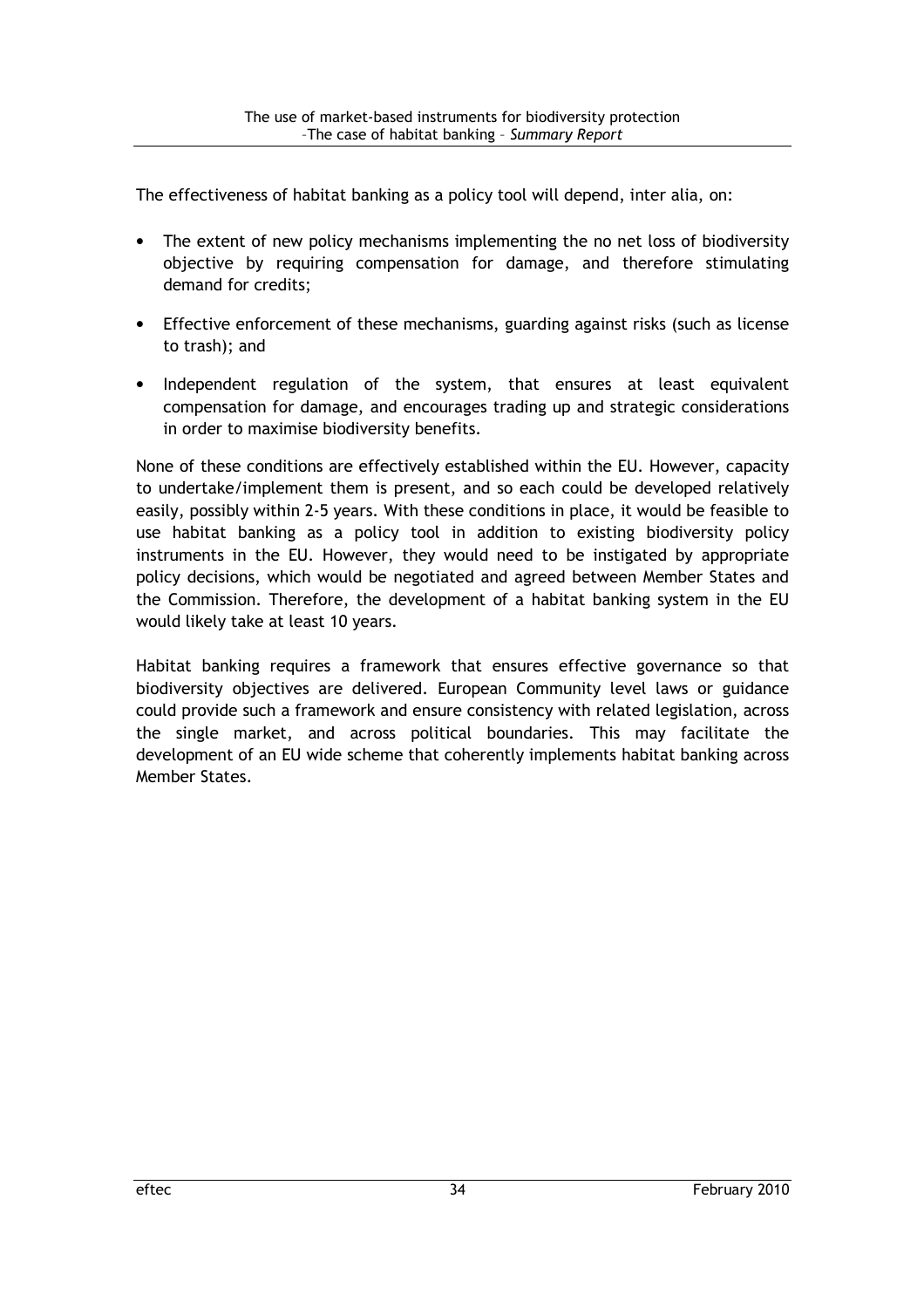The effectiveness of habitat banking as a policy tool will depend, inter alia, on:

- The extent of new policy mechanisms implementing the no net loss of biodiversity objective by requiring compensation for damage, and therefore stimulating demand for credits;
- Effective enforcement of these mechanisms, guarding against risks (such as license to trash); and
- Independent regulation of the system, that ensures at least equivalent compensation for damage, and encourages trading up and strategic considerations in order to maximise biodiversity benefits.

None of these conditions are effectively established within the EU. However, capacity to undertake/implement them is present, and so each could be developed relatively easily, possibly within 2-5 years. With these conditions in place, it would be feasible to use habitat banking as a policy tool in addition to existing biodiversity policy instruments in the EU. However, they would need to be instigated by appropriate policy decisions, which would be negotiated and agreed between Member States and the Commission. Therefore, the development of a habitat banking system in the EU would likely take at least 10 years.

Habitat banking requires a framework that ensures effective governance so that biodiversity objectives are delivered. European Community level laws or guidance could provide such a framework and ensure consistency with related legislation, across the single market, and across political boundaries. This may facilitate the development of an EU wide scheme that coherently implements habitat banking across Member States.